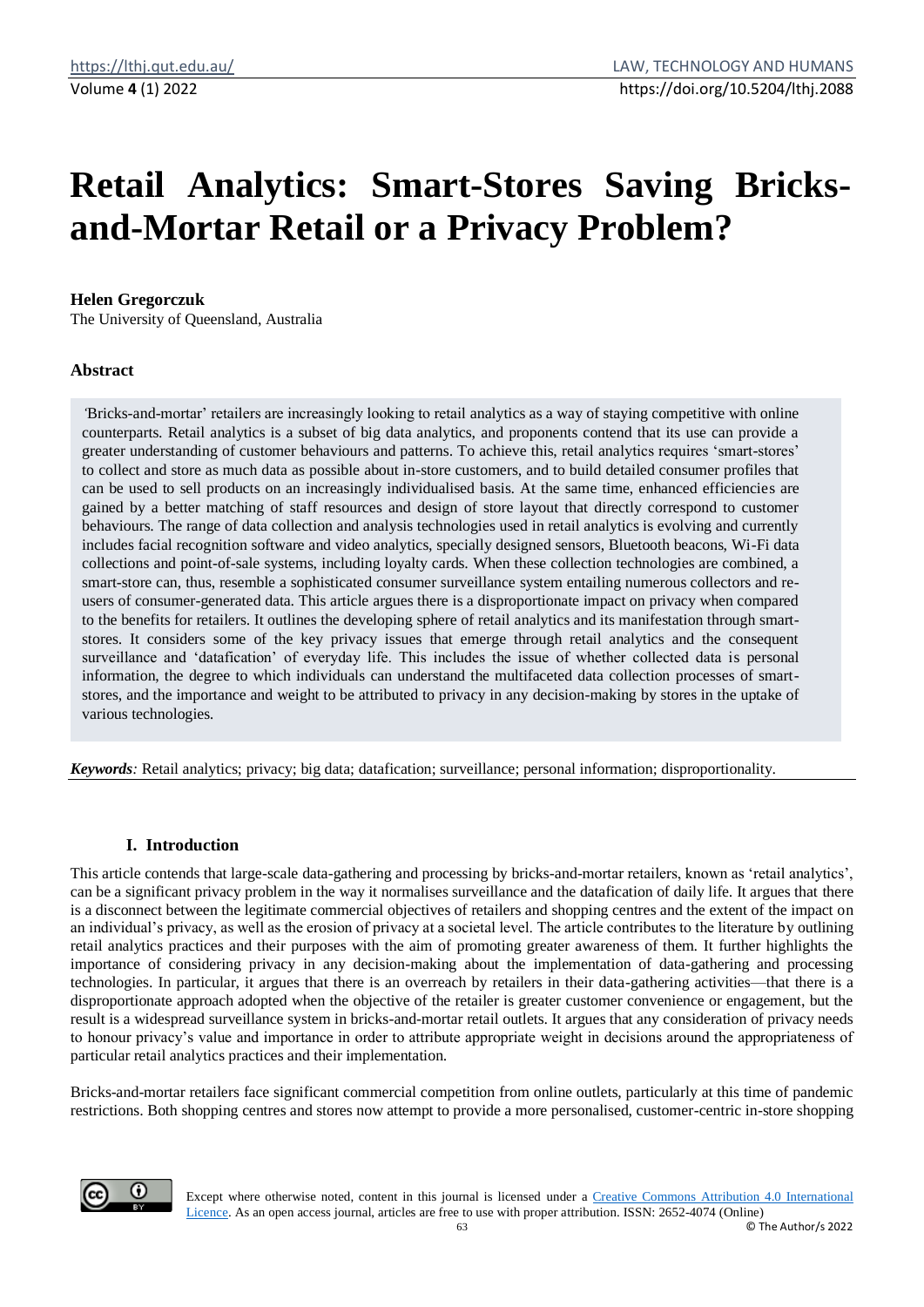# Retail Analytics: Smart-Stores Saving Bricks-and-Mortar Retail or a Privacy Problem?

**Helen Gregorczuk**
The University of Queensland, Australia

## Abstract

'Bricks-and-mortar' retailers are increasingly looking to retail analytics as a way of staying competitive with online counterparts. Retail analytics is a subset of big data analytics, and proponents contend that its use can provide a greater understanding of customer behaviours and patterns. To achieve this, retail analytics requires 'smart-stores' to collect and store as much data as possible about in-store customers, and to build detailed consumer profiles that can be used to sell products on an increasingly individualised basis. At the same time, enhanced efficiencies are gained by a better matching of staff resources and design of store layout that directly correspond to customer behaviours. The range of data collection and analysis technologies used in retail analytics is evolving and currently includes facial recognition software and video analytics, specially designed sensors, Bluetooth beacons, Wi-Fi data collections and point-of-sale systems, including loyalty cards. When these collection technologies are combined, a smart-store can, thus, resemble a sophisticated consumer surveillance system entailing numerous collectors and re-users of consumer-generated data. This article argues there is a disproportionate impact on privacy when compared to the benefits for retailers. It outlines the developing sphere of retail analytics and its manifestation through smart-stores. It considers some of the key privacy issues that emerge through retail analytics and the consequent surveillance and 'datafication' of everyday life. This includes the issue of whether collected data is personal information, the degree to which individuals can understand the multifaceted data collection processes of smart-stores, and the importance and weight to be attributed to privacy in any decision-making by stores in the uptake of various technologies.

***Keywords**:* Retail analytics; privacy; big data; datafication; surveillance; personal information; disproportionality.

## I. Introduction

This article contends that large-scale data-gathering and processing by bricks-and-mortar retailers, known as 'retail analytics', can be a significant privacy problem in the way it normalises surveillance and the datafication of daily life. It argues that there is a disconnect between the legitimate commercial objectives of retailers and shopping centres and the extent of the impact on an individual's privacy, as well as the erosion of privacy at a societal level. The article contributes to the literature by outlining retail analytics practices and their purposes with the aim of promoting greater awareness of them. It further highlights the importance of considering privacy in any decision-making about the implementation of data-gathering and processing technologies. In particular, it argues that there is an overreach by retailers in their data-gathering activities—that there is a disproportionate approach adopted when the objective of the retailer is greater customer convenience or engagement, but the result is a widespread surveillance system in bricks-and-mortar retail outlets. It argues that any consideration of privacy needs to honour privacy's value and importance in order to attribute appropriate weight in decisions around the appropriateness of particular retail analytics practices and their implementation.

Bricks-and-mortar retailers face significant commercial competition from online outlets, particularly at this time of pandemic restrictions. Both shopping centres and stores now attempt to provide a more personalised, customer-centric in-store shopping

Except where otherwise noted, content in this journal is licensed under a Creative Commons Attribution 4.0 International Licence. As an open access journal, articles are free to use with proper attribution. ISSN: 2652-4074 (Online)

© The Author/s 2022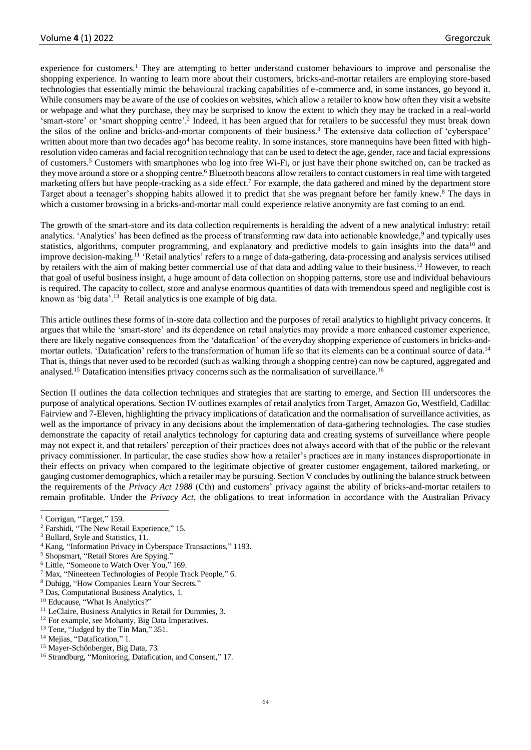experience for customers.[1] They are attempting to better understand customer behaviours to improve and personalise the shopping experience. In wanting to learn more about their customers, bricks-and-mortar retailers are employing store-based technologies that essentially mimic the behavioural tracking capabilities of e-commerce and, in some instances, go beyond it. While consumers may be aware of the use of cookies on websites, which allow a retailer to know how often they visit a website or webpage and what they purchase, they may be surprised to know the extent to which they may be tracked in a real-world 'smart-store' or 'smart shopping centre'.[2] Indeed, it has been argued that for retailers to be successful they must break down the silos of the online and bricks-and-mortar components of their business.[3] The extensive data collection of 'cyberspace' written about more than two decades ago[4] has become reality. In some instances, store mannequins have been fitted with high-resolution video cameras and facial recognition technology that can be used to detect the age, gender, race and facial expressions of customers.[5] Customers with smartphones who log into free Wi-Fi, or just have their phone switched on, can be tracked as they move around a store or a shopping centre.[6] Bluetooth beacons allow retailers to contact customers in real time with targeted marketing offers but have people-tracking as a side effect.[7] For example, the data gathered and mined by the department store Target about a teenager's shopping habits allowed it to predict that she was pregnant before her family knew.[8] The days in which a customer browsing in a bricks-and-mortar mall could experience relative anonymity are fast coming to an end.

The growth of the smart-store and its data collection requirements is heralding the advent of a new analytical industry: retail analytics. 'Analytics' has been defined as the process of transforming raw data into actionable knowledge,[9] and typically uses statistics, algorithms, computer programming, and explanatory and predictive models to gain insights into the data[10] and improve decision-making.[11] 'Retail analytics' refers to a range of data-gathering, data-processing and analysis services utilised by retailers with the aim of making better commercial use of that data and adding value to their business.[12] However, to reach that goal of useful business insight, a huge amount of data collection on shopping patterns, store use and individual behaviours is required. The capacity to collect, store and analyse enormous quantities of data with tremendous speed and negligible cost is known as 'big data'.[13] Retail analytics is one example of big data.

This article outlines these forms of in-store data collection and the purposes of retail analytics to highlight privacy concerns. It argues that while the 'smart-store' and its dependence on retail analytics may provide a more enhanced customer experience, there are likely negative consequences from the 'datafication' of the everyday shopping experience of customers in bricks-and-mortar outlets. 'Datafication' refers to the transformation of human life so that its elements can be a continual source of data.[14] That is, things that never used to be recorded (such as walking through a shopping centre) can now be captured, aggregated and analysed.[15] Datafication intensifies privacy concerns such as the normalisation of surveillance.[16]

Section II outlines the data collection techniques and strategies that are starting to emerge, and Section III underscores the purpose of analytical operations. Section IV outlines examples of retail analytics from Target, Amazon Go, Westfield, Cadillac Fairview and 7-Eleven, highlighting the privacy implications of datafication and the normalisation of surveillance activities, as well as the importance of privacy in any decisions about the implementation of data-gathering technologies. The case studies demonstrate the capacity of retail analytics technology for capturing data and creating systems of surveillance where people may not expect it, and that retailers' perception of their practices does not always accord with that of the public or the relevant privacy commissioner. In particular, the case studies show how a retailer's practices are in many instances disproportionate in their effects on privacy when compared to the legitimate objective of greater customer engagement, tailored marketing, or gauging customer demographics, which a retailer may be pursuing. Section V concludes by outlining the balance struck between the requirements of the *Privacy Act 1988* (Cth) and customers' privacy against the ability of bricks-and-mortar retailers to remain profitable. Under the *Privacy Act*, the obligations to treat information in accordance with the Australian Privacy

---

[1] Corrigan, "Target," 159.
[2] Farshidi, "The New Retail Experience," 15.
[3] Bullard, Style and Statistics, 11.
[4] Kang, "Information Privacy in Cyberspace Transactions," 1193.
[5] Shopsmart, "Retail Stores Are Spying."
[6] Little, "Someone to Watch Over You," 169.
[7] Max, "Nineeteen Technologies of People Track People," 6.
[8] Duhigg, "How Companies Learn Your Secrets."
[9] Das, Computational Business Analytics, 1.
[10] Educause, "What Is Analytics?"
[11] LeClaire, Business Analytics in Retail for Dummies, 3.
[12] For example, see Mohanty, Big Data Imperatives.
[13] Tene, "Judged by the Tin Man," 351.
[14] Mejias, "Datafication," 1.
[15] Mayer-Schönberger, Big Data, 73.
[16] Strandburg, "Monitoring, Datafication, and Consent," 17.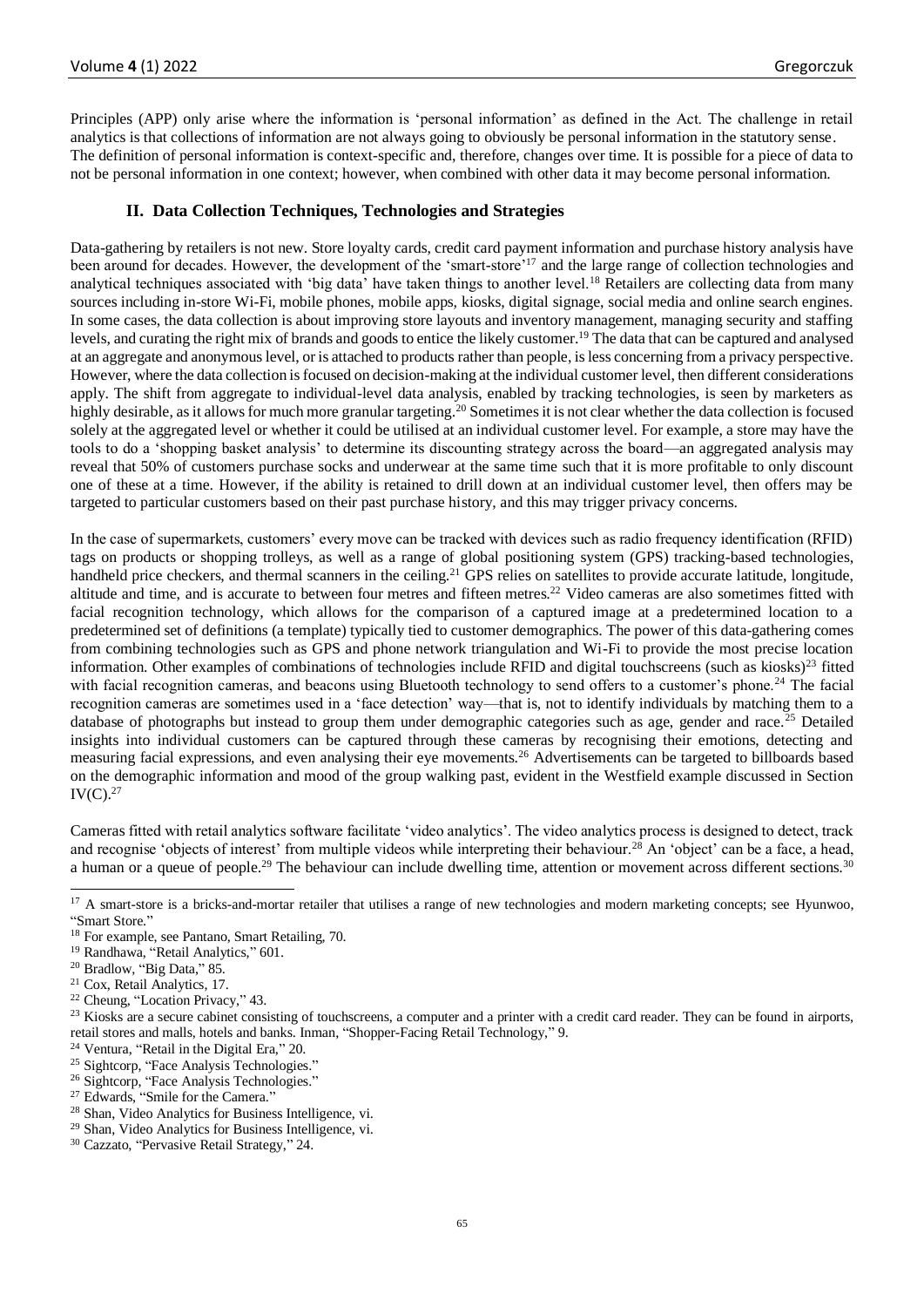Principles (APP) only arise where the information is 'personal information' as defined in the Act. The challenge in retail analytics is that collections of information are not always going to obviously be personal information in the statutory sense. The definition of personal information is context-specific and, therefore, changes over time. It is possible for a piece of data to not be personal information in one context; however, when combined with other data it may become personal information.

## II. Data Collection Techniques, Technologies and Strategies

Data-gathering by retailers is not new. Store loyalty cards, credit card payment information and purchase history analysis have been around for decades. However, the development of the 'smart-store'[17] and the large range of collection technologies and analytical techniques associated with 'big data' have taken things to another level.[18] Retailers are collecting data from many sources including in-store Wi-Fi, mobile phones, mobile apps, kiosks, digital signage, social media and online search engines. In some cases, the data collection is about improving store layouts and inventory management, managing security and staffing levels, and curating the right mix of brands and goods to entice the likely customer.[19] The data that can be captured and analysed at an aggregate and anonymous level, or is attached to products rather than people, is less concerning from a privacy perspective. However, where the data collection is focused on decision-making at the individual customer level, then different considerations apply. The shift from aggregate to individual-level data analysis, enabled by tracking technologies, is seen by marketers as highly desirable, as it allows for much more granular targeting.[20] Sometimes it is not clear whether the data collection is focused solely at the aggregated level or whether it could be utilised at an individual customer level. For example, a store may have the tools to do a 'shopping basket analysis' to determine its discounting strategy across the board—an aggregated analysis may reveal that 50% of customers purchase socks and underwear at the same time such that it is more profitable to only discount one of these at a time. However, if the ability is retained to drill down at an individual customer level, then offers may be targeted to particular customers based on their past purchase history, and this may trigger privacy concerns.

In the case of supermarkets, customers' every move can be tracked with devices such as radio frequency identification (RFID) tags on products or shopping trolleys, as well as a range of global positioning system (GPS) tracking-based technologies, handheld price checkers, and thermal scanners in the ceiling.[21] GPS relies on satellites to provide accurate latitude, longitude, altitude and time, and is accurate to between four metres and fifteen metres.[22] Video cameras are also sometimes fitted with facial recognition technology, which allows for the comparison of a captured image at a predetermined location to a predetermined set of definitions (a template) typically tied to customer demographics. The power of this data-gathering comes from combining technologies such as GPS and phone network triangulation and Wi-Fi to provide the most precise location information. Other examples of combinations of technologies include RFID and digital touchscreens (such as kiosks)[23] fitted with facial recognition cameras, and beacons using Bluetooth technology to send offers to a customer's phone.[24] The facial recognition cameras are sometimes used in a 'face detection' way—that is, not to identify individuals by matching them to a database of photographs but instead to group them under demographic categories such as age, gender and race.[25] Detailed insights into individual customers can be captured through these cameras by recognising their emotions, detecting and measuring facial expressions, and even analysing their eye movements.[26] Advertisements can be targeted to billboards based on the demographic information and mood of the group walking past, evident in the Westfield example discussed in Section IV(C).[27]

Cameras fitted with retail analytics software facilitate 'video analytics'. The video analytics process is designed to detect, track and recognise 'objects of interest' from multiple videos while interpreting their behaviour.[28] An 'object' can be a face, a head, a human or a queue of people.[29] The behaviour can include dwelling time, attention or movement across different sections.[30]

---

[17] A smart-store is a bricks-and-mortar retailer that utilises a range of new technologies and modern marketing concepts; see Hyunwoo, "Smart Store."

[18] For example, see Pantano, Smart Retailing, 70.

[19] Randhawa, "Retail Analytics," 601.

[20] Bradlow, "Big Data," 85.

[21] Cox, Retail Analytics, 17.

[22] Cheung, "Location Privacy," 43.

[23] Kiosks are a secure cabinet consisting of touchscreens, a computer and a printer with a credit card reader. They can be found in airports, retail stores and malls, hotels and banks. Inman, "Shopper-Facing Retail Technology," 9.

[24] Ventura, "Retail in the Digital Era," 20.

[25] Sightcorp, "Face Analysis Technologies."

[26] Sightcorp, "Face Analysis Technologies."

[27] Edwards, "Smile for the Camera."

[28] Shan, Video Analytics for Business Intelligence, vi.

[29] Shan, Video Analytics for Business Intelligence, vi.

[30] Cazzato, "Pervasive Retail Strategy," 24.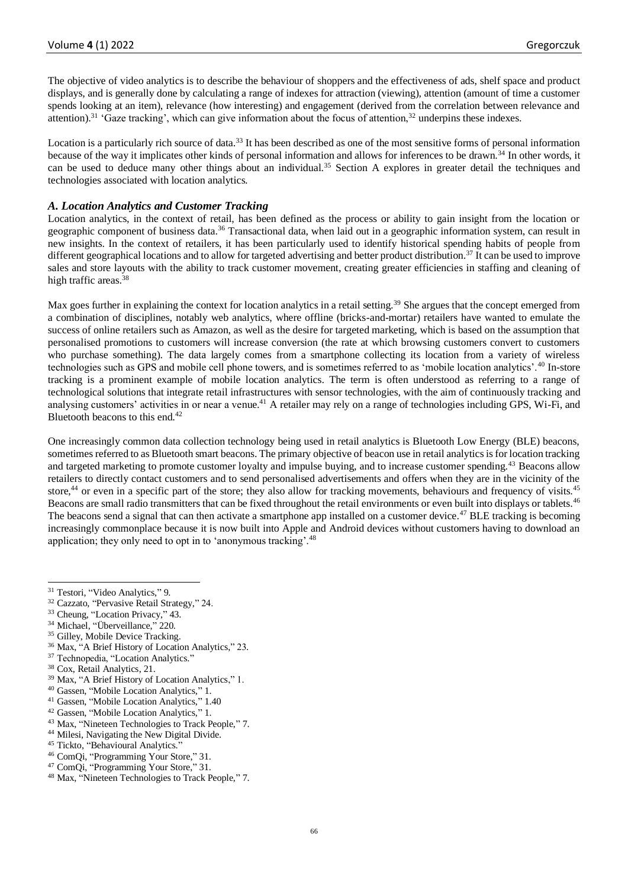The objective of video analytics is to describe the behaviour of shoppers and the effectiveness of ads, shelf space and product displays, and is generally done by calculating a range of indexes for attraction (viewing), attention (amount of time a customer spends looking at an item), relevance (how interesting) and engagement (derived from the correlation between relevance and attention).[31] 'Gaze tracking', which can give information about the focus of attention,[32] underpins these indexes.

Location is a particularly rich source of data.[33] It has been described as one of the most sensitive forms of personal information because of the way it implicates other kinds of personal information and allows for inferences to be drawn.[34] In other words, it can be used to deduce many other things about an individual.[35] Section A explores in greater detail the techniques and technologies associated with location analytics.

### *A. Location Analytics and Customer Tracking*

Location analytics, in the context of retail, has been defined as the process or ability to gain insight from the location or geographic component of business data.[36] Transactional data, when laid out in a geographic information system, can result in new insights. In the context of retailers, it has been particularly used to identify historical spending habits of people from different geographical locations and to allow for targeted advertising and better product distribution.[37] It can be used to improve sales and store layouts with the ability to track customer movement, creating greater efficiencies in staffing and cleaning of high traffic areas.[38]

Max goes further in explaining the context for location analytics in a retail setting.[39] She argues that the concept emerged from a combination of disciplines, notably web analytics, where offline (bricks-and-mortar) retailers have wanted to emulate the success of online retailers such as Amazon, as well as the desire for targeted marketing, which is based on the assumption that personalised promotions to customers will increase conversion (the rate at which browsing customers convert to customers who purchase something). The data largely comes from a smartphone collecting its location from a variety of wireless technologies such as GPS and mobile cell phone towers, and is sometimes referred to as 'mobile location analytics'.[40] In-store tracking is a prominent example of mobile location analytics. The term is often understood as referring to a range of technological solutions that integrate retail infrastructures with sensor technologies, with the aim of continuously tracking and analysing customers' activities in or near a venue.[41] A retailer may rely on a range of technologies including GPS, Wi-Fi, and Bluetooth beacons to this end.[42]

One increasingly common data collection technology being used in retail analytics is Bluetooth Low Energy (BLE) beacons, sometimes referred to as Bluetooth smart beacons. The primary objective of beacon use in retail analytics is for location tracking and targeted marketing to promote customer loyalty and impulse buying, and to increase customer spending.[43] Beacons allow retailers to directly contact customers and to send personalised advertisements and offers when they are in the vicinity of the store,[44] or even in a specific part of the store; they also allow for tracking movements, behaviours and frequency of visits.[45] Beacons are small radio transmitters that can be fixed throughout the retail environments or even built into displays or tablets.[46] The beacons send a signal that can then activate a smartphone app installed on a customer device.[47] BLE tracking is becoming increasingly commonplace because it is now built into Apple and Android devices without customers having to download an application; they only need to opt in to 'anonymous tracking'.[48]

---

[31] Testori, "Video Analytics," 9.
[32] Cazzato, "Pervasive Retail Strategy," 24.
[33] Cheung, "Location Privacy," 43.
[34] Michael, "Überveillance," 220.
[35] Gilley, Mobile Device Tracking.
[36] Max, "A Brief History of Location Analytics," 23.
[37] Technopedia, "Location Analytics."
[38] Cox, Retail Analytics, 21.
[39] Max, "A Brief History of Location Analytics," 1.
[40] Gassen, "Mobile Location Analytics," 1.
[41] Gassen, "Mobile Location Analytics," 1.40
[42] Gassen, "Mobile Location Analytics," 1.
[43] Max, "Nineteen Technologies to Track People," 7.
[44] Milesi, Navigating the New Digital Divide.
[45] Tickto, "Behavioural Analytics."
[46] ComQi, "Programming Your Store," 31.
[47] ComQi, "Programming Your Store," 31.
[48] Max, "Nineteen Technologies to Track People," 7.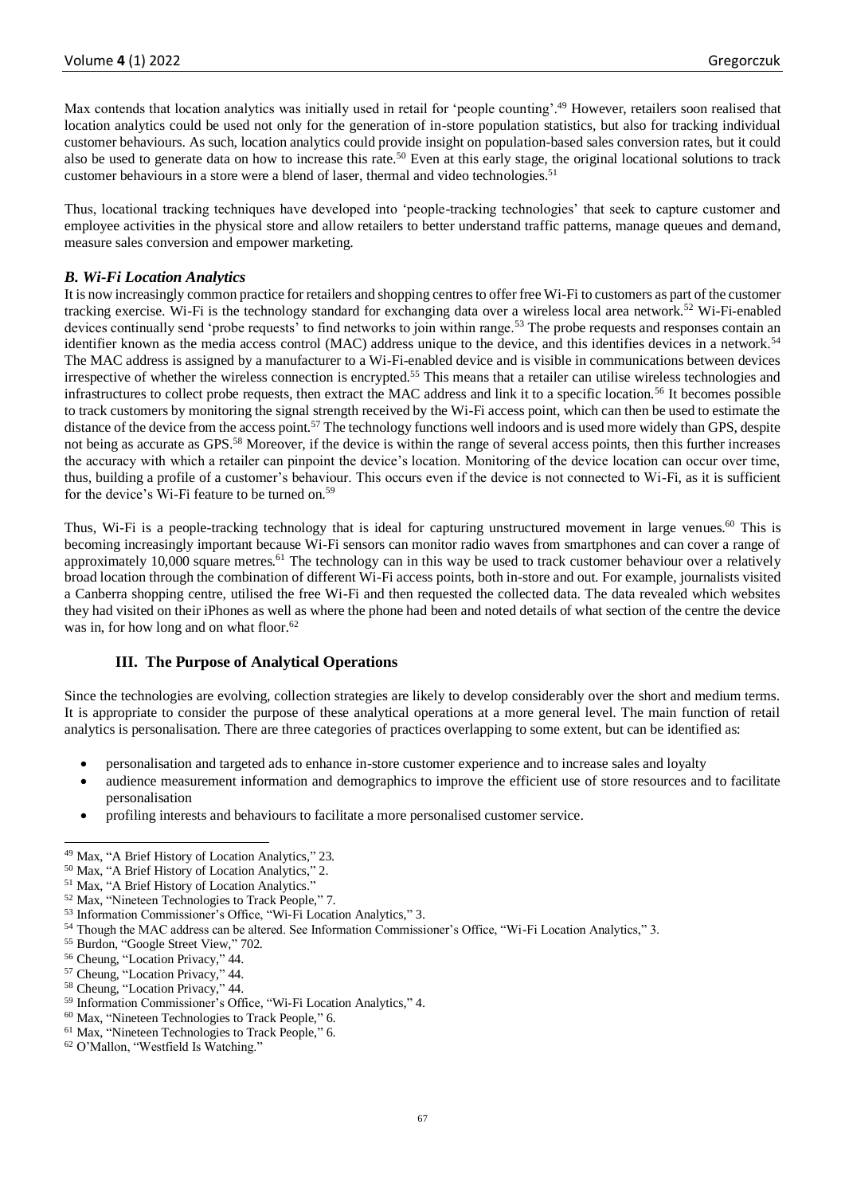Max contends that location analytics was initially used in retail for 'people counting'.[49] However, retailers soon realised that location analytics could be used not only for the generation of in-store population statistics, but also for tracking individual customer behaviours. As such, location analytics could provide insight on population-based sales conversion rates, but it could also be used to generate data on how to increase this rate.[50] Even at this early stage, the original locational solutions to track customer behaviours in a store were a blend of laser, thermal and video technologies.[51]

Thus, locational tracking techniques have developed into 'people-tracking technologies' that seek to capture customer and employee activities in the physical store and allow retailers to better understand traffic patterns, manage queues and demand, measure sales conversion and empower marketing.

### *B. Wi-Fi Location Analytics*

It is now increasingly common practice for retailers and shopping centres to offer free Wi-Fi to customers as part of the customer tracking exercise. Wi-Fi is the technology standard for exchanging data over a wireless local area network.[52] Wi-Fi-enabled devices continually send 'probe requests' to find networks to join within range.[53] The probe requests and responses contain an identifier known as the media access control (MAC) address unique to the device, and this identifies devices in a network.[54] The MAC address is assigned by a manufacturer to a Wi-Fi-enabled device and is visible in communications between devices irrespective of whether the wireless connection is encrypted.[55] This means that a retailer can utilise wireless technologies and infrastructures to collect probe requests, then extract the MAC address and link it to a specific location.[56] It becomes possible to track customers by monitoring the signal strength received by the Wi-Fi access point, which can then be used to estimate the distance of the device from the access point.[57] The technology functions well indoors and is used more widely than GPS, despite not being as accurate as GPS.[58] Moreover, if the device is within the range of several access points, then this further increases the accuracy with which a retailer can pinpoint the device's location. Monitoring of the device location can occur over time, thus, building a profile of a customer's behaviour. This occurs even if the device is not connected to Wi-Fi, as it is sufficient for the device's Wi-Fi feature to be turned on.[59]

Thus, Wi-Fi is a people-tracking technology that is ideal for capturing unstructured movement in large venues.[60] This is becoming increasingly important because Wi-Fi sensors can monitor radio waves from smartphones and can cover a range of approximately 10,000 square metres.[61] The technology can in this way be used to track customer behaviour over a relatively broad location through the combination of different Wi-Fi access points, both in-store and out. For example, journalists visited a Canberra shopping centre, utilised the free Wi-Fi and then requested the collected data. The data revealed which websites they had visited on their iPhones as well as where the phone had been and noted details of what section of the centre the device was in, for how long and on what floor.[62]

## III. The Purpose of Analytical Operations

Since the technologies are evolving, collection strategies are likely to develop considerably over the short and medium terms. It is appropriate to consider the purpose of these analytical operations at a more general level. The main function of retail analytics is personalisation. There are three categories of practices overlapping to some extent, but can be identified as:

- personalisation and targeted ads to enhance in-store customer experience and to increase sales and loyalty
- audience measurement information and demographics to improve the efficient use of store resources and to facilitate personalisation
- profiling interests and behaviours to facilitate a more personalised customer service.

---

[49] Max, "A Brief History of Location Analytics," 23.
[50] Max, "A Brief History of Location Analytics," 2.
[51] Max, "A Brief History of Location Analytics."
[52] Max, "Nineteen Technologies to Track People," 7.
[53] Information Commissioner's Office, "Wi-Fi Location Analytics," 3.
[54] Though the MAC address can be altered. See Information Commissioner's Office, "Wi-Fi Location Analytics," 3.
[55] Burdon, "Google Street View," 702.
[56] Cheung, "Location Privacy," 44.
[57] Cheung, "Location Privacy," 44.
[58] Cheung, "Location Privacy," 44.
[59] Information Commissioner's Office, "Wi-Fi Location Analytics," 4.
[60] Max, "Nineteen Technologies to Track People," 6.
[61] Max, "Nineteen Technologies to Track People," 6.
[62] O'Mallon, "Westfield Is Watching."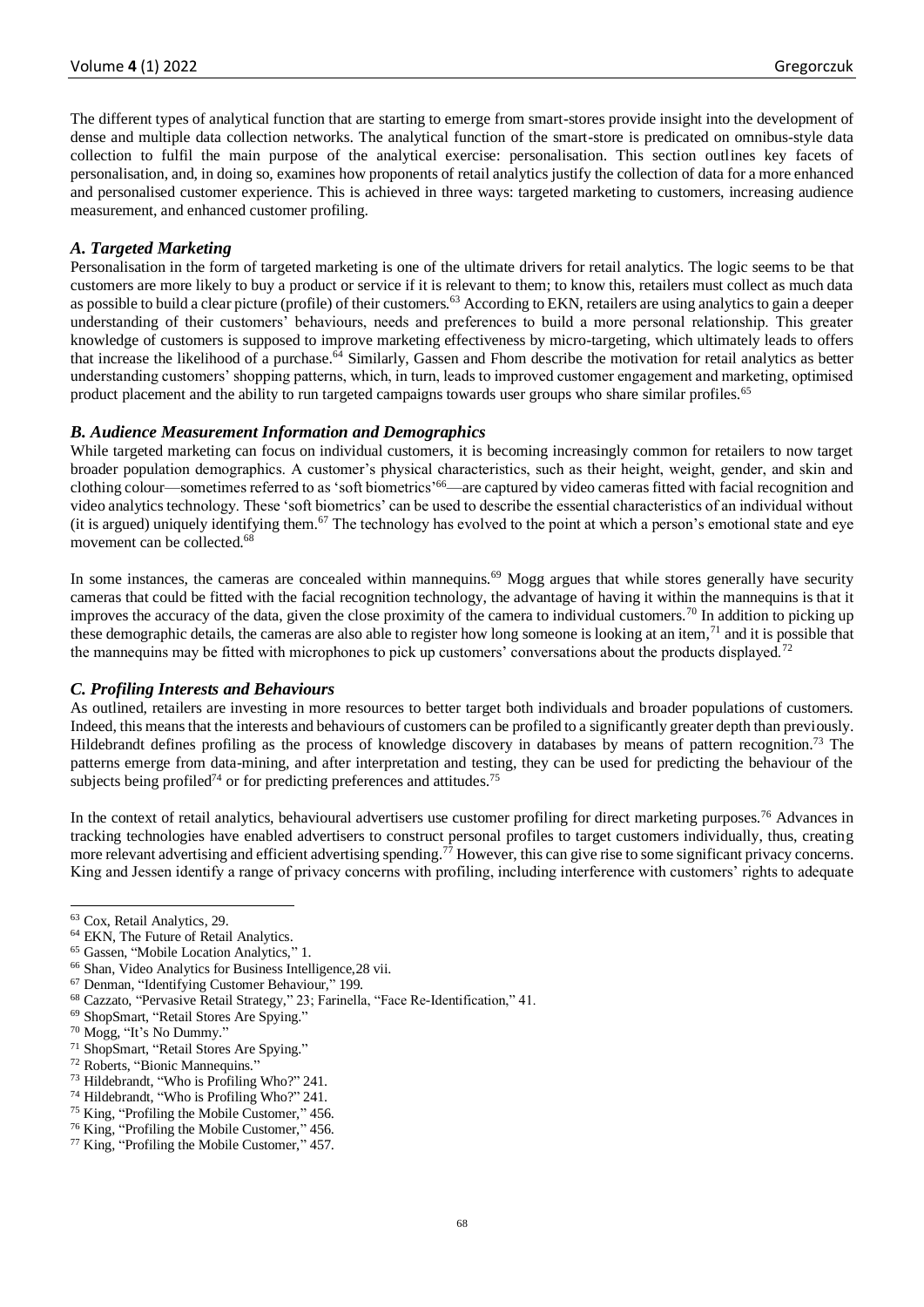The different types of analytical function that are starting to emerge from smart-stores provide insight into the development of dense and multiple data collection networks. The analytical function of the smart-store is predicated on omnibus-style data collection to fulfil the main purpose of the analytical exercise: personalisation. This section outlines key facets of personalisation, and, in doing so, examines how proponents of retail analytics justify the collection of data for a more enhanced and personalised customer experience. This is achieved in three ways: targeted marketing to customers, increasing audience measurement, and enhanced customer profiling.

### *A. Targeted Marketing*

Personalisation in the form of targeted marketing is one of the ultimate drivers for retail analytics. The logic seems to be that customers are more likely to buy a product or service if it is relevant to them; to know this, retailers must collect as much data as possible to build a clear picture (profile) of their customers.[63] According to EKN, retailers are using analytics to gain a deeper understanding of their customers' behaviours, needs and preferences to build a more personal relationship. This greater knowledge of customers is supposed to improve marketing effectiveness by micro-targeting, which ultimately leads to offers that increase the likelihood of a purchase.[64] Similarly, Gassen and Fhom describe the motivation for retail analytics as better understanding customers' shopping patterns, which, in turn, leads to improved customer engagement and marketing, optimised product placement and the ability to run targeted campaigns towards user groups who share similar profiles.[65]

### *B. Audience Measurement Information and Demographics*

While targeted marketing can focus on individual customers, it is becoming increasingly common for retailers to now target broader population demographics. A customer's physical characteristics, such as their height, weight, gender, and skin and clothing colour—sometimes referred to as 'soft biometrics'[66]—are captured by video cameras fitted with facial recognition and video analytics technology. These 'soft biometrics' can be used to describe the essential characteristics of an individual without (it is argued) uniquely identifying them.[67] The technology has evolved to the point at which a person's emotional state and eye movement can be collected.[68]

In some instances, the cameras are concealed within mannequins.[69] Mogg argues that while stores generally have security cameras that could be fitted with the facial recognition technology, the advantage of having it within the mannequins is that it improves the accuracy of the data, given the close proximity of the camera to individual customers.[70] In addition to picking up these demographic details, the cameras are also able to register how long someone is looking at an item,[71] and it is possible that the mannequins may be fitted with microphones to pick up customers' conversations about the products displayed.[72]

### *C. Profiling Interests and Behaviours*

As outlined, retailers are investing in more resources to better target both individuals and broader populations of customers. Indeed, this means that the interests and behaviours of customers can be profiled to a significantly greater depth than previously. Hildebrandt defines profiling as the process of knowledge discovery in databases by means of pattern recognition.[73] The patterns emerge from data-mining, and after interpretation and testing, they can be used for predicting the behaviour of the subjects being profiled[74] or for predicting preferences and attitudes.[75]

In the context of retail analytics, behavioural advertisers use customer profiling for direct marketing purposes.[76] Advances in tracking technologies have enabled advertisers to construct personal profiles to target customers individually, thus, creating more relevant advertising and efficient advertising spending.[77] However, this can give rise to some significant privacy concerns. King and Jessen identify a range of privacy concerns with profiling, including interference with customers' rights to adequate

---

[63] Cox, Retail Analytics, 29.
[64] EKN, The Future of Retail Analytics.
[65] Gassen, "Mobile Location Analytics," 1.
[66] Shan, Video Analytics for Business Intelligence,28 vii.
[67] Denman, "Identifying Customer Behaviour," 199.
[68] Cazzato, "Pervasive Retail Strategy," 23; Farinella, "Face Re-Identification," 41.
[69] ShopSmart, "Retail Stores Are Spying."
[70] Mogg, "It's No Dummy."
[71] ShopSmart, "Retail Stores Are Spying."
[72] Roberts, "Bionic Mannequins."
[73] Hildebrandt, "Who is Profiling Who?" 241.
[74] Hildebrandt, "Who is Profiling Who?" 241.
[75] King, "Profiling the Mobile Customer," 456.
[76] King, "Profiling the Mobile Customer," 456.
[77] King, "Profiling the Mobile Customer," 457.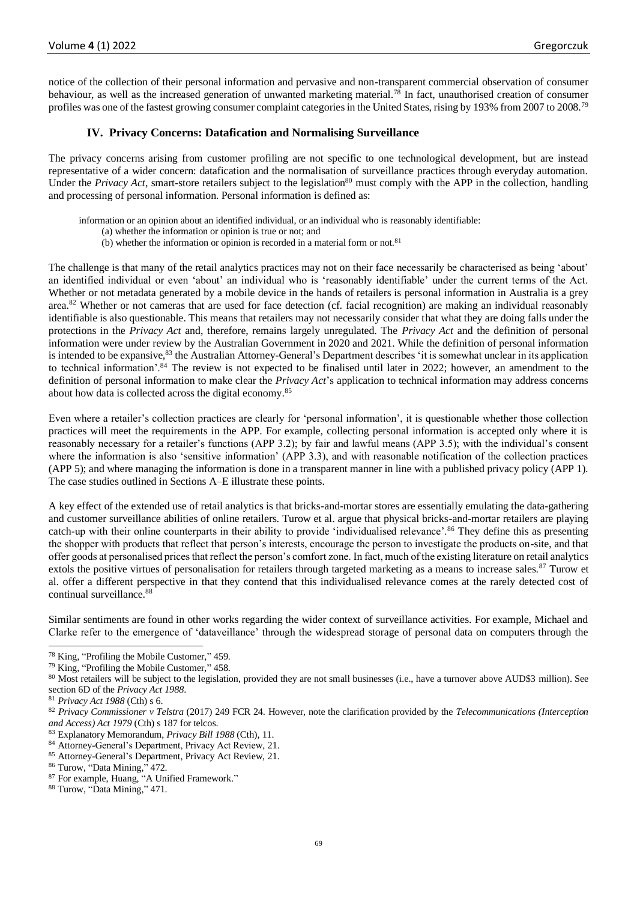notice of the collection of their personal information and pervasive and non-transparent commercial observation of consumer behaviour, as well as the increased generation of unwanted marketing material.[78] In fact, unauthorised creation of consumer profiles was one of the fastest growing consumer complaint categories in the United States, rising by 193% from 2007 to 2008.[79]

## IV. Privacy Concerns: Datafication and Normalising Surveillance

The privacy concerns arising from customer profiling are not specific to one technological development, but are instead representative of a wider concern: datafication and the normalisation of surveillance practices through everyday automation. Under the *Privacy Act*, smart-store retailers subject to the legislation[80] must comply with the APP in the collection, handling and processing of personal information. Personal information is defined as:

> information or an opinion about an identified individual, or an individual who is reasonably identifiable:
> (a) whether the information or opinion is true or not; and
> (b) whether the information or opinion is recorded in a material form or not.[81]

The challenge is that many of the retail analytics practices may not on their face necessarily be characterised as being 'about' an identified individual or even 'about' an individual who is 'reasonably identifiable' under the current terms of the Act. Whether or not metadata generated by a mobile device in the hands of retailers is personal information in Australia is a grey area.[82] Whether or not cameras that are used for face detection (cf. facial recognition) are making an individual reasonably identifiable is also questionable. This means that retailers may not necessarily consider that what they are doing falls under the protections in the *Privacy Act* and, therefore, remains largely unregulated. The *Privacy Act* and the definition of personal information were under review by the Australian Government in 2020 and 2021. While the definition of personal information is intended to be expansive,[83] the Australian Attorney-General's Department describes 'it is somewhat unclear in its application to technical information'.[84] The review is not expected to be finalised until later in 2022; however, an amendment to the definition of personal information to make clear the *Privacy Act*'s application to technical information may address concerns about how data is collected across the digital economy.[85]

Even where a retailer's collection practices are clearly for 'personal information', it is questionable whether those collection practices will meet the requirements in the APP. For example, collecting personal information is accepted only where it is reasonably necessary for a retailer's functions (APP 3.2); by fair and lawful means (APP 3.5); with the individual's consent where the information is also 'sensitive information' (APP 3.3), and with reasonable notification of the collection practices (APP 5); and where managing the information is done in a transparent manner in line with a published privacy policy (APP 1). The case studies outlined in Sections A–E illustrate these points.

A key effect of the extended use of retail analytics is that bricks-and-mortar stores are essentially emulating the data-gathering and customer surveillance abilities of online retailers. Turow et al. argue that physical bricks-and-mortar retailers are playing catch-up with their online counterparts in their ability to provide 'individualised relevance'.[86] They define this as presenting the shopper with products that reflect that person's interests, encourage the person to investigate the products on-site, and that offer goods at personalised prices that reflect the person's comfort zone. In fact, much of the existing literature on retail analytics extols the positive virtues of personalisation for retailers through targeted marketing as a means to increase sales.[87] Turow et al. offer a different perspective in that they contend that this individualised relevance comes at the rarely detected cost of continual surveillance.[88]

Similar sentiments are found in other works regarding the wider context of surveillance activities. For example, Michael and Clarke refer to the emergence of 'dataveillance' through the widespread storage of personal data on computers through the

---

[78] King, "Profiling the Mobile Customer," 459.

[79] King, "Profiling the Mobile Customer," 458.

[80] Most retailers will be subject to the legislation, provided they are not small businesses (i.e., have a turnover above AUD$3 million). See section 6D of the *Privacy Act 1988*.

[81] *Privacy Act 1988* (Cth) s 6.

[82] *Privacy Commissioner v Telstra* (2017) 249 FCR 24. However, note the clarification provided by the *Telecommunications (Interception and Access) Act 1979* (Cth) s 187 for telcos.

[83] Explanatory Memorandum, *Privacy Bill 1988* (Cth), 11.

[84] Attorney-General's Department, Privacy Act Review, 21.

[85] Attorney-General's Department, Privacy Act Review, 21.

[86] Turow, "Data Mining," 472.

[87] For example, Huang, "A Unified Framework."

[88] Turow, "Data Mining," 471.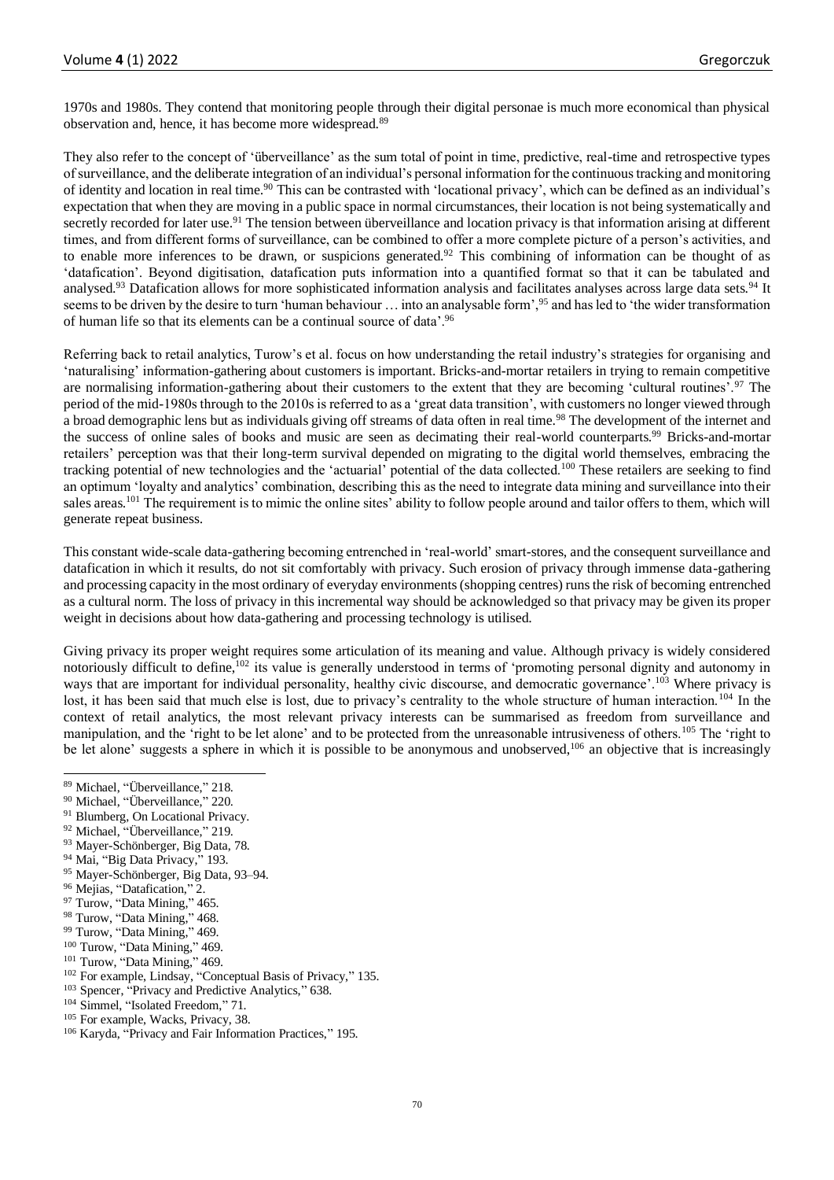1970s and 1980s. They contend that monitoring people through their digital personae is much more economical than physical observation and, hence, it has become more widespread.[89]

They also refer to the concept of 'überveillance' as the sum total of point in time, predictive, real-time and retrospective types of surveillance, and the deliberate integration of an individual's personal information for the continuous tracking and monitoring of identity and location in real time.[90] This can be contrasted with 'locational privacy', which can be defined as an individual's expectation that when they are moving in a public space in normal circumstances, their location is not being systematically and secretly recorded for later use.[91] The tension between überveillance and location privacy is that information arising at different times, and from different forms of surveillance, can be combined to offer a more complete picture of a person's activities, and to enable more inferences to be drawn, or suspicions generated.[92] This combining of information can be thought of as 'datafication'. Beyond digitisation, datafication puts information into a quantified format so that it can be tabulated and analysed.[93] Datafication allows for more sophisticated information analysis and facilitates analyses across large data sets.[94] It seems to be driven by the desire to turn 'human behaviour … into an analysable form',[95] and has led to 'the wider transformation of human life so that its elements can be a continual source of data'.[96]

Referring back to retail analytics, Turow's et al. focus on how understanding the retail industry's strategies for organising and 'naturalising' information-gathering about customers is important. Bricks-and-mortar retailers in trying to remain competitive are normalising information-gathering about their customers to the extent that they are becoming 'cultural routines'.[97] The period of the mid-1980s through to the 2010s is referred to as a 'great data transition', with customers no longer viewed through a broad demographic lens but as individuals giving off streams of data often in real time.[98] The development of the internet and the success of online sales of books and music are seen as decimating their real-world counterparts.[99] Bricks-and-mortar retailers' perception was that their long-term survival depended on migrating to the digital world themselves, embracing the tracking potential of new technologies and the 'actuarial' potential of the data collected.[100] These retailers are seeking to find an optimum 'loyalty and analytics' combination, describing this as the need to integrate data mining and surveillance into their sales areas.[101] The requirement is to mimic the online sites' ability to follow people around and tailor offers to them, which will generate repeat business.

This constant wide-scale data-gathering becoming entrenched in 'real-world' smart-stores, and the consequent surveillance and datafication in which it results, do not sit comfortably with privacy. Such erosion of privacy through immense data-gathering and processing capacity in the most ordinary of everyday environments (shopping centres) runs the risk of becoming entrenched as a cultural norm. The loss of privacy in this incremental way should be acknowledged so that privacy may be given its proper weight in decisions about how data-gathering and processing technology is utilised.

Giving privacy its proper weight requires some articulation of its meaning and value. Although privacy is widely considered notoriously difficult to define,[102] its value is generally understood in terms of 'promoting personal dignity and autonomy in ways that are important for individual personality, healthy civic discourse, and democratic governance'.[103] Where privacy is lost, it has been said that much else is lost, due to privacy's centrality to the whole structure of human interaction.[104] In the context of retail analytics, the most relevant privacy interests can be summarised as freedom from surveillance and manipulation, and the 'right to be let alone' and to be protected from the unreasonable intrusiveness of others.[105] The 'right to be let alone' suggests a sphere in which it is possible to be anonymous and unobserved,[106] an objective that is increasingly

---

[89] Michael, "Überveillance," 218.
[90] Michael, "Überveillance," 220.
[91] Blumberg, On Locational Privacy.
[92] Michael, "Überveillance," 219.
[93] Mayer-Schönberger, Big Data, 78.
[94] Mai, "Big Data Privacy," 193.
[95] Mayer-Schönberger, Big Data, 93–94.
[96] Mejias, "Datafication," 2.
[97] Turow, "Data Mining," 465.
[98] Turow, "Data Mining," 468.
[99] Turow, "Data Mining," 469.
[100] Turow, "Data Mining," 469.
[101] Turow, "Data Mining," 469.
[102] For example, Lindsay, "Conceptual Basis of Privacy," 135.
[103] Spencer, "Privacy and Predictive Analytics," 638.
[104] Simmel, "Isolated Freedom," 71.
[105] For example, Wacks, Privacy, 38.
[106] Karyda, "Privacy and Fair Information Practices," 195.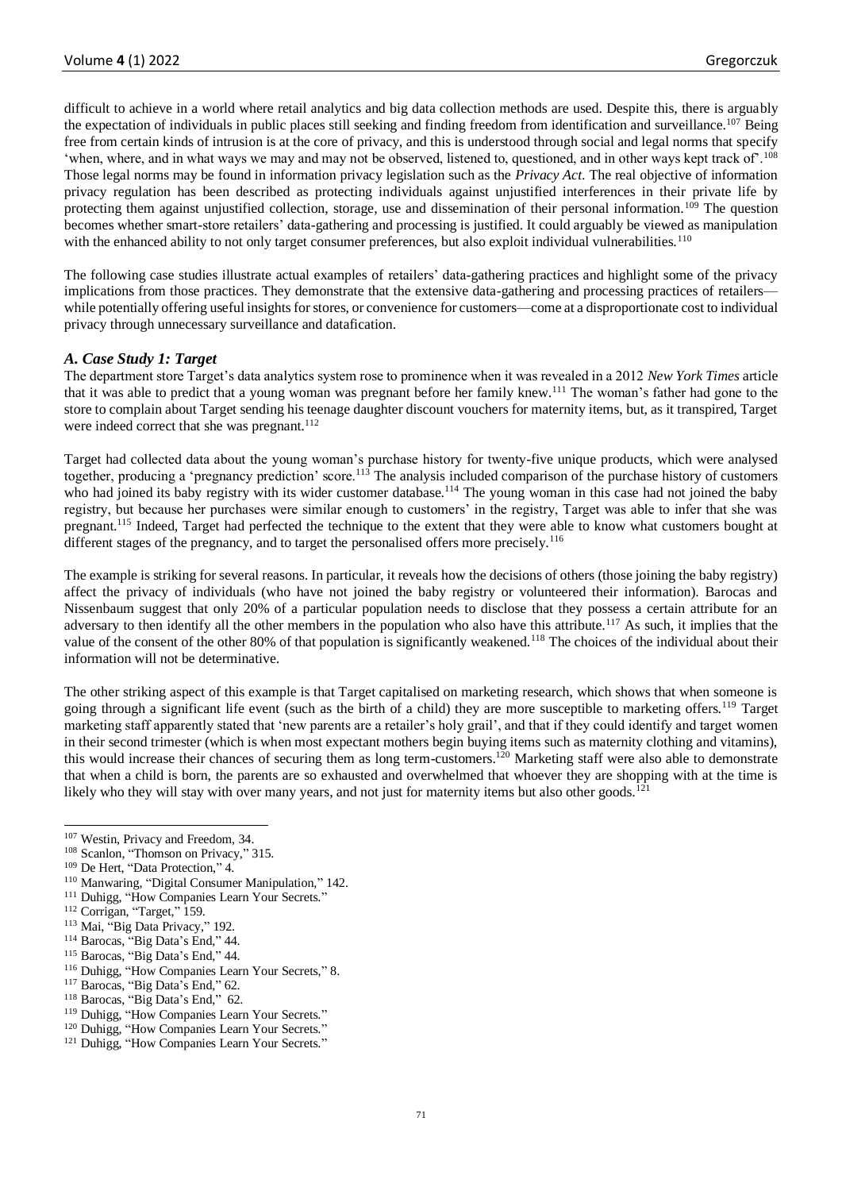difficult to achieve in a world where retail analytics and big data collection methods are used. Despite this, there is arguably the expectation of individuals in public places still seeking and finding freedom from identification and surveillance.[107] Being free from certain kinds of intrusion is at the core of privacy, and this is understood through social and legal norms that specify 'when, where, and in what ways we may and may not be observed, listened to, questioned, and in other ways kept track of'.[108] Those legal norms may be found in information privacy legislation such as the *Privacy Act*. The real objective of information privacy regulation has been described as protecting individuals against unjustified interferences in their private life by protecting them against unjustified collection, storage, use and dissemination of their personal information.[109] The question becomes whether smart-store retailers' data-gathering and processing is justified. It could arguably be viewed as manipulation with the enhanced ability to not only target consumer preferences, but also exploit individual vulnerabilities.[110]

The following case studies illustrate actual examples of retailers' data-gathering practices and highlight some of the privacy implications from those practices. They demonstrate that the extensive data-gathering and processing practices of retailers—while potentially offering useful insights for stores, or convenience for customers—come at a disproportionate cost to individual privacy through unnecessary surveillance and datafication.

### *A. Case Study 1: Target*

The department store Target's data analytics system rose to prominence when it was revealed in a 2012 *New York Times* article that it was able to predict that a young woman was pregnant before her family knew.[111] The woman's father had gone to the store to complain about Target sending his teenage daughter discount vouchers for maternity items, but, as it transpired, Target were indeed correct that she was pregnant.[112]

Target had collected data about the young woman's purchase history for twenty-five unique products, which were analysed together, producing a 'pregnancy prediction' score.[113] The analysis included comparison of the purchase history of customers who had joined its baby registry with its wider customer database.[114] The young woman in this case had not joined the baby registry, but because her purchases were similar enough to customers' in the registry, Target was able to infer that she was pregnant.[115] Indeed, Target had perfected the technique to the extent that they were able to know what customers bought at different stages of the pregnancy, and to target the personalised offers more precisely.[116]

The example is striking for several reasons. In particular, it reveals how the decisions of others (those joining the baby registry) affect the privacy of individuals (who have not joined the baby registry or volunteered their information). Barocas and Nissenbaum suggest that only 20% of a particular population needs to disclose that they possess a certain attribute for an adversary to then identify all the other members in the population who also have this attribute.[117] As such, it implies that the value of the consent of the other 80% of that population is significantly weakened.[118] The choices of the individual about their information will not be determinative.

The other striking aspect of this example is that Target capitalised on marketing research, which shows that when someone is going through a significant life event (such as the birth of a child) they are more susceptible to marketing offers.[119] Target marketing staff apparently stated that 'new parents are a retailer's holy grail', and that if they could identify and target women in their second trimester (which is when most expectant mothers begin buying items such as maternity clothing and vitamins), this would increase their chances of securing them as long term-customers.[120] Marketing staff were also able to demonstrate that when a child is born, the parents are so exhausted and overwhelmed that whoever they are shopping with at the time is likely who they will stay with over many years, and not just for maternity items but also other goods.[121]

---

[107] Westin, Privacy and Freedom, 34.
[108] Scanlon, "Thomson on Privacy," 315.
[109] De Hert, "Data Protection," 4.
[110] Manwaring, "Digital Consumer Manipulation," 142.
[111] Duhigg, "How Companies Learn Your Secrets."
[112] Corrigan, "Target," 159.
[113] Mai, "Big Data Privacy," 192.
[114] Barocas, "Big Data's End," 44.
[115] Barocas, "Big Data's End," 44.
[116] Duhigg, "How Companies Learn Your Secrets," 8.
[117] Barocas, "Big Data's End," 62.
[118] Barocas, "Big Data's End," 62.
[119] Duhigg, "How Companies Learn Your Secrets."
[120] Duhigg, "How Companies Learn Your Secrets."
[121] Duhigg, "How Companies Learn Your Secrets."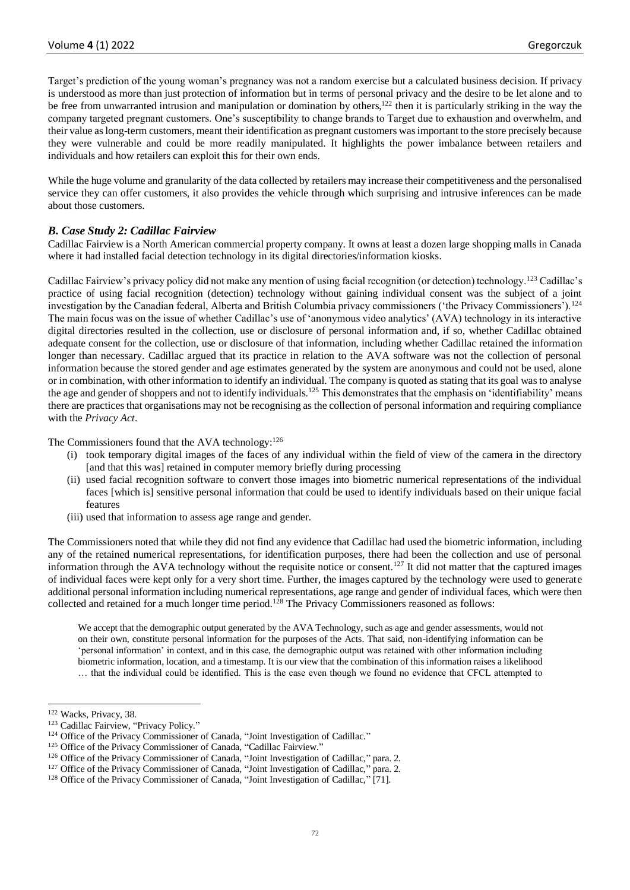Target's prediction of the young woman's pregnancy was not a random exercise but a calculated business decision. If privacy is understood as more than just protection of information but in terms of personal privacy and the desire to be let alone and to be free from unwarranted intrusion and manipulation or domination by others,[122] then it is particularly striking in the way the company targeted pregnant customers. One's susceptibility to change brands to Target due to exhaustion and overwhelm, and their value as long-term customers, meant their identification as pregnant customers was important to the store precisely because they were vulnerable and could be more readily manipulated. It highlights the power imbalance between retailers and individuals and how retailers can exploit this for their own ends.

While the huge volume and granularity of the data collected by retailers may increase their competitiveness and the personalised service they can offer customers, it also provides the vehicle through which surprising and intrusive inferences can be made about those customers.

### *B. Case Study 2: Cadillac Fairview*

Cadillac Fairview is a North American commercial property company. It owns at least a dozen large shopping malls in Canada where it had installed facial detection technology in its digital directories/information kiosks.

Cadillac Fairview's privacy policy did not make any mention of using facial recognition (or detection) technology.[123] Cadillac's practice of using facial recognition (detection) technology without gaining individual consent was the subject of a joint investigation by the Canadian federal, Alberta and British Columbia privacy commissioners ('the Privacy Commissioners').[124] The main focus was on the issue of whether Cadillac's use of 'anonymous video analytics' (AVA) technology in its interactive digital directories resulted in the collection, use or disclosure of personal information and, if so, whether Cadillac obtained adequate consent for the collection, use or disclosure of that information, including whether Cadillac retained the information longer than necessary. Cadillac argued that its practice in relation to the AVA software was not the collection of personal information because the stored gender and age estimates generated by the system are anonymous and could not be used, alone or in combination, with other information to identify an individual. The company is quoted as stating that its goal was to analyse the age and gender of shoppers and not to identify individuals.[125] This demonstrates that the emphasis on 'identifiability' means there are practices that organisations may not be recognising as the collection of personal information and requiring compliance with the *Privacy Act*.

The Commissioners found that the AVA technology:[126]

(i) took temporary digital images of the faces of any individual within the field of view of the camera in the directory [and that this was] retained in computer memory briefly during processing
(ii) used facial recognition software to convert those images into biometric numerical representations of the individual faces [which is] sensitive personal information that could be used to identify individuals based on their unique facial features
(iii) used that information to assess age range and gender.

The Commissioners noted that while they did not find any evidence that Cadillac had used the biometric information, including any of the retained numerical representations, for identification purposes, there had been the collection and use of personal information through the AVA technology without the requisite notice or consent.[127] It did not matter that the captured images of individual faces were kept only for a very short time. Further, the images captured by the technology were used to generate additional personal information including numerical representations, age range and gender of individual faces, which were then collected and retained for a much longer time period.[128] The Privacy Commissioners reasoned as follows:

> We accept that the demographic output generated by the AVA Technology, such as age and gender assessments, would not on their own, constitute personal information for the purposes of the Acts. That said, non-identifying information can be 'personal information' in context, and in this case, the demographic output was retained with other information including biometric information, location, and a timestamp. It is our view that the combination of this information raises a likelihood … that the individual could be identified. This is the case even though we found no evidence that CFCL attempted to

[122] Wacks, Privacy, 38.
[123] Cadillac Fairview, "Privacy Policy."
[124] Office of the Privacy Commissioner of Canada, "Joint Investigation of Cadillac."
[125] Office of the Privacy Commissioner of Canada, "Cadillac Fairview."
[126] Office of the Privacy Commissioner of Canada, "Joint Investigation of Cadillac," para. 2.
[127] Office of the Privacy Commissioner of Canada, "Joint Investigation of Cadillac," para. 2.
[128] Office of the Privacy Commissioner of Canada, "Joint Investigation of Cadillac," [71].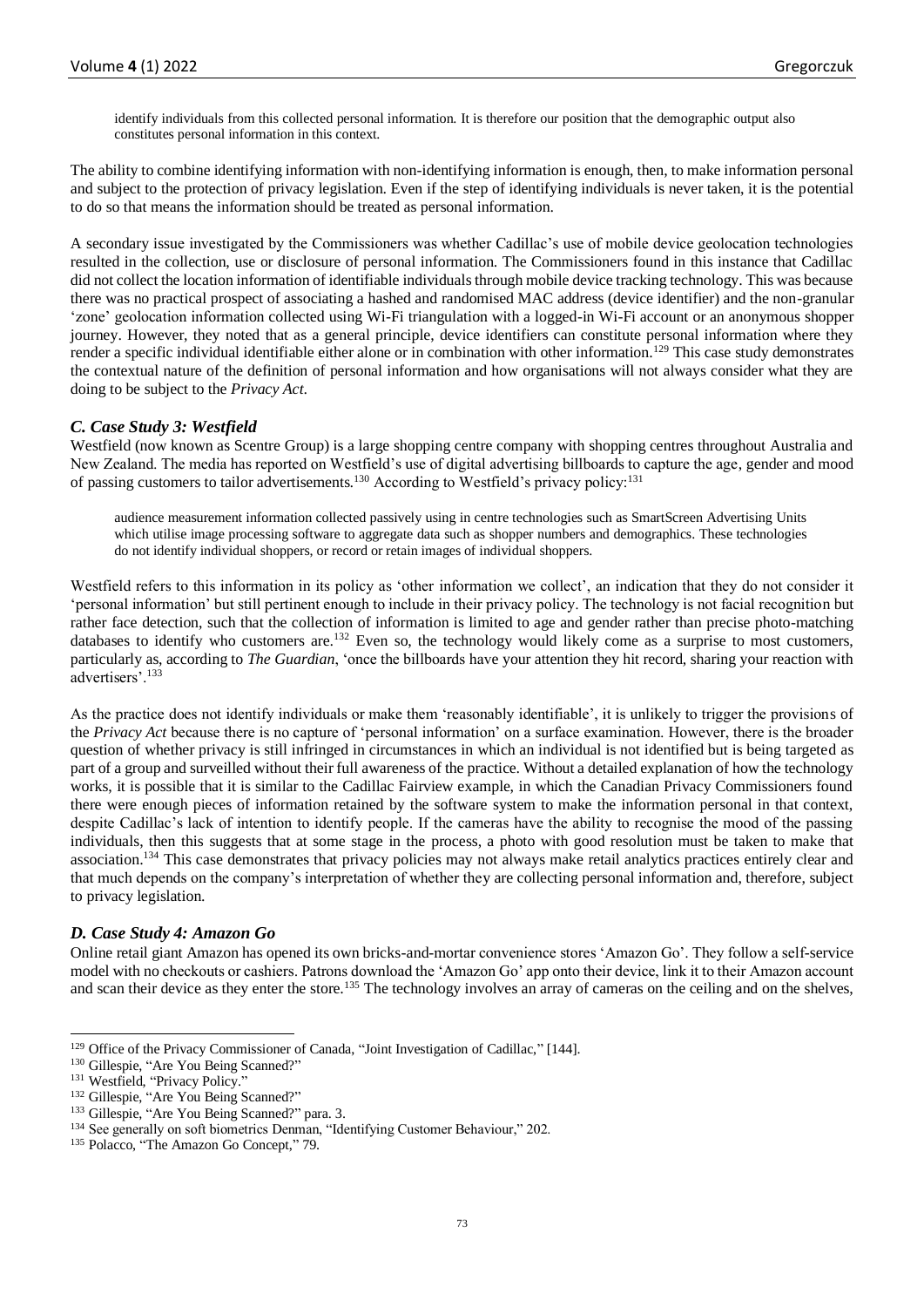identify individuals from this collected personal information. It is therefore our position that the demographic output also constitutes personal information in this context.

The ability to combine identifying information with non-identifying information is enough, then, to make information personal and subject to the protection of privacy legislation. Even if the step of identifying individuals is never taken, it is the potential to do so that means the information should be treated as personal information.

A secondary issue investigated by the Commissioners was whether Cadillac's use of mobile device geolocation technologies resulted in the collection, use or disclosure of personal information. The Commissioners found in this instance that Cadillac did not collect the location information of identifiable individuals through mobile device tracking technology. This was because there was no practical prospect of associating a hashed and randomised MAC address (device identifier) and the non-granular 'zone' geolocation information collected using Wi-Fi triangulation with a logged-in Wi-Fi account or an anonymous shopper journey. However, they noted that as a general principle, device identifiers can constitute personal information where they render a specific individual identifiable either alone or in combination with other information.[129] This case study demonstrates the contextual nature of the definition of personal information and how organisations will not always consider what they are doing to be subject to the *Privacy Act*.

### *C. Case Study 3: Westfield*

Westfield (now known as Scentre Group) is a large shopping centre company with shopping centres throughout Australia and New Zealand. The media has reported on Westfield's use of digital advertising billboards to capture the age, gender and mood of passing customers to tailor advertisements.[130] According to Westfield's privacy policy:[131]

> audience measurement information collected passively using in centre technologies such as SmartScreen Advertising Units which utilise image processing software to aggregate data such as shopper numbers and demographics. These technologies do not identify individual shoppers, or record or retain images of individual shoppers.

Westfield refers to this information in its policy as 'other information we collect', an indication that they do not consider it 'personal information' but still pertinent enough to include in their privacy policy. The technology is not facial recognition but rather face detection, such that the collection of information is limited to age and gender rather than precise photo-matching databases to identify who customers are.[132] Even so, the technology would likely come as a surprise to most customers, particularly as, according to *The Guardian*, 'once the billboards have your attention they hit record, sharing your reaction with advertisers'.[133]

As the practice does not identify individuals or make them 'reasonably identifiable', it is unlikely to trigger the provisions of the *Privacy Act* because there is no capture of 'personal information' on a surface examination. However, there is the broader question of whether privacy is still infringed in circumstances in which an individual is not identified but is being targeted as part of a group and surveilled without their full awareness of the practice. Without a detailed explanation of how the technology works, it is possible that it is similar to the Cadillac Fairview example, in which the Canadian Privacy Commissioners found there were enough pieces of information retained by the software system to make the information personal in that context, despite Cadillac's lack of intention to identify people. If the cameras have the ability to recognise the mood of the passing individuals, then this suggests that at some stage in the process, a photo with good resolution must be taken to make that association.[134] This case demonstrates that privacy policies may not always make retail analytics practices entirely clear and that much depends on the company's interpretation of whether they are collecting personal information and, therefore, subject to privacy legislation.

### *D. Case Study 4: Amazon Go*

Online retail giant Amazon has opened its own bricks-and-mortar convenience stores 'Amazon Go'. They follow a self-service model with no checkouts or cashiers. Patrons download the 'Amazon Go' app onto their device, link it to their Amazon account and scan their device as they enter the store.[135] The technology involves an array of cameras on the ceiling and on the shelves,

---

[129] Office of the Privacy Commissioner of Canada, "Joint Investigation of Cadillac," [144].

[130] Gillespie, "Are You Being Scanned?"

[131] Westfield, "Privacy Policy."

[132] Gillespie, "Are You Being Scanned?"

[133] Gillespie, "Are You Being Scanned?" para. 3.

[134] See generally on soft biometrics Denman, "Identifying Customer Behaviour," 202.

[135] Polacco, "The Amazon Go Concept," 79.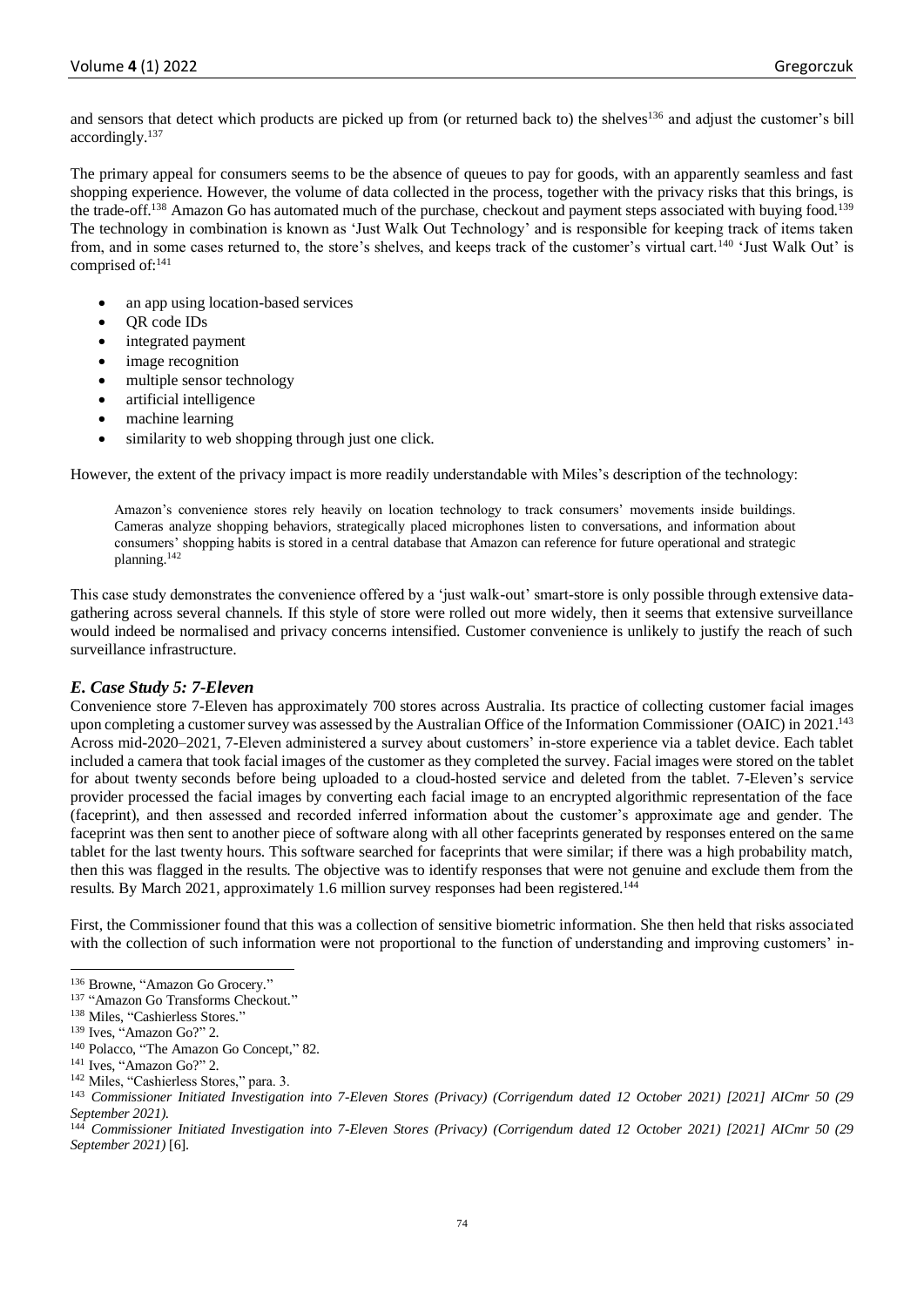and sensors that detect which products are picked up from (or returned back to) the shelves[136] and adjust the customer's bill accordingly.[137]

The primary appeal for consumers seems to be the absence of queues to pay for goods, with an apparently seamless and fast shopping experience. However, the volume of data collected in the process, together with the privacy risks that this brings, is the trade-off.[138] Amazon Go has automated much of the purchase, checkout and payment steps associated with buying food.[139] The technology in combination is known as 'Just Walk Out Technology' and is responsible for keeping track of items taken from, and in some cases returned to, the store's shelves, and keeps track of the customer's virtual cart.[140] 'Just Walk Out' is comprised of:[141]

- an app using location-based services
- QR code IDs
- integrated payment
- image recognition
- multiple sensor technology
- artificial intelligence
- machine learning
- similarity to web shopping through just one click.

However, the extent of the privacy impact is more readily understandable with Miles's description of the technology:

> Amazon's convenience stores rely heavily on location technology to track consumers' movements inside buildings. Cameras analyze shopping behaviors, strategically placed microphones listen to conversations, and information about consumers' shopping habits is stored in a central database that Amazon can reference for future operational and strategic planning.[142]

This case study demonstrates the convenience offered by a 'just walk-out' smart-store is only possible through extensive data-gathering across several channels. If this style of store were rolled out more widely, then it seems that extensive surveillance would indeed be normalised and privacy concerns intensified. Customer convenience is unlikely to justify the reach of such surveillance infrastructure.

### *E. Case Study 5: 7-Eleven*

Convenience store 7-Eleven has approximately 700 stores across Australia. Its practice of collecting customer facial images upon completing a customer survey was assessed by the Australian Office of the Information Commissioner (OAIC) in 2021.[143] Across mid-2020–2021, 7-Eleven administered a survey about customers' in-store experience via a tablet device. Each tablet included a camera that took facial images of the customer as they completed the survey. Facial images were stored on the tablet for about twenty seconds before being uploaded to a cloud-hosted service and deleted from the tablet. 7-Eleven's service provider processed the facial images by converting each facial image to an encrypted algorithmic representation of the face (faceprint), and then assessed and recorded inferred information about the customer's approximate age and gender. The faceprint was then sent to another piece of software along with all other faceprints generated by responses entered on the same tablet for the last twenty hours. This software searched for faceprints that were similar; if there was a high probability match, then this was flagged in the results. The objective was to identify responses that were not genuine and exclude them from the results. By March 2021, approximately 1.6 million survey responses had been registered.[144]

First, the Commissioner found that this was a collection of sensitive biometric information. She then held that risks associated with the collection of such information were not proportional to the function of understanding and improving customers' in-

---

[136] Browne, "Amazon Go Grocery."

[137] "Amazon Go Transforms Checkout."

[138] Miles, "Cashierless Stores."

[139] Ives, "Amazon Go?" 2.

[140] Polacco, "The Amazon Go Concept," 82.

[141] Ives, "Amazon Go?" 2.

[142] Miles, "Cashierless Stores," para. 3.

[143] *Commissioner Initiated Investigation into 7-Eleven Stores (Privacy) (Corrigendum dated 12 October 2021) [2021] AICmr 50 (29 September 2021).*

[144] *Commissioner Initiated Investigation into 7-Eleven Stores (Privacy) (Corrigendum dated 12 October 2021) [2021] AICmr 50 (29 September 2021)* [6].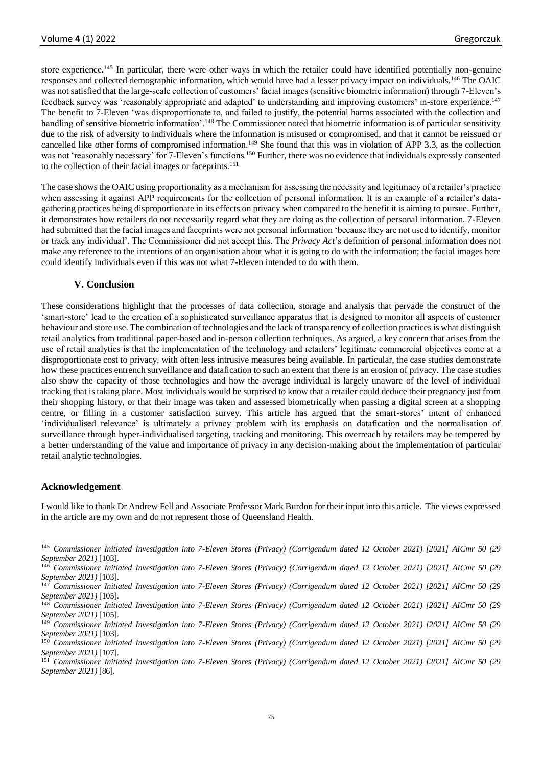store experience.[145] In particular, there were other ways in which the retailer could have identified potentially non-genuine responses and collected demographic information, which would have had a lesser privacy impact on individuals.[146] The OAIC was not satisfied that the large-scale collection of customers' facial images (sensitive biometric information) through 7-Eleven's feedback survey was 'reasonably appropriate and adapted' to understanding and improving customers' in-store experience.[147] The benefit to 7-Eleven 'was disproportionate to, and failed to justify, the potential harms associated with the collection and handling of sensitive biometric information'.[148] The Commissioner noted that biometric information is of particular sensitivity due to the risk of adversity to individuals where the information is misused or compromised, and that it cannot be reissued or cancelled like other forms of compromised information.[149] She found that this was in violation of APP 3.3, as the collection was not 'reasonably necessary' for 7-Eleven's functions.[150] Further, there was no evidence that individuals expressly consented to the collection of their facial images or faceprints.[151]

The case shows the OAIC using proportionality as a mechanism for assessing the necessity and legitimacy of a retailer's practice when assessing it against APP requirements for the collection of personal information. It is an example of a retailer's data-gathering practices being disproportionate in its effects on privacy when compared to the benefit it is aiming to pursue. Further, it demonstrates how retailers do not necessarily regard what they are doing as the collection of personal information. 7-Eleven had submitted that the facial images and faceprints were not personal information 'because they are not used to identify, monitor or track any individual'. The Commissioner did not accept this. The *Privacy Act*'s definition of personal information does not make any reference to the intentions of an organisation about what it is going to do with the information; the facial images here could identify individuals even if this was not what 7-Eleven intended to do with them.

## V. Conclusion

These considerations highlight that the processes of data collection, storage and analysis that pervade the construct of the 'smart-store' lead to the creation of a sophisticated surveillance apparatus that is designed to monitor all aspects of customer behaviour and store use. The combination of technologies and the lack of transparency of collection practices is what distinguish retail analytics from traditional paper-based and in-person collection techniques. As argued, a key concern that arises from the use of retail analytics is that the implementation of the technology and retailers' legitimate commercial objectives come at a disproportionate cost to privacy, with often less intrusive measures being available. In particular, the case studies demonstrate how these practices entrench surveillance and datafication to such an extent that there is an erosion of privacy. The case studies also show the capacity of those technologies and how the average individual is largely unaware of the level of individual tracking that is taking place. Most individuals would be surprised to know that a retailer could deduce their pregnancy just from their shopping history, or that their image was taken and assessed biometrically when passing a digital screen at a shopping centre, or filling in a customer satisfaction survey. This article has argued that the smart-stores' intent of enhanced 'individualised relevance' is ultimately a privacy problem with its emphasis on datafication and the normalisation of surveillance through hyper-individualised targeting, tracking and monitoring. This overreach by retailers may be tempered by a better understanding of the value and importance of privacy in any decision-making about the implementation of particular retail analytic technologies.

### Acknowledgement

I would like to thank Dr Andrew Fell and Associate Professor Mark Burdon for their input into this article. The views expressed in the article are my own and do not represent those of Queensland Health.

---

[145] *Commissioner Initiated Investigation into 7-Eleven Stores (Privacy) (Corrigendum dated 12 October 2021) [2021] AICmr 50 (29 September 2021)* [103].

[146] *Commissioner Initiated Investigation into 7-Eleven Stores (Privacy) (Corrigendum dated 12 October 2021) [2021] AICmr 50 (29 September 2021)* [103].

[147] *Commissioner Initiated Investigation into 7-Eleven Stores (Privacy) (Corrigendum dated 12 October 2021) [2021] AICmr 50 (29 September 2021)* [105].

[148] *Commissioner Initiated Investigation into 7-Eleven Stores (Privacy) (Corrigendum dated 12 October 2021) [2021] AICmr 50 (29 September 2021)* [105].

[149] *Commissioner Initiated Investigation into 7-Eleven Stores (Privacy) (Corrigendum dated 12 October 2021) [2021] AICmr 50 (29 September 2021)* [103].

[150] *Commissioner Initiated Investigation into 7-Eleven Stores (Privacy) (Corrigendum dated 12 October 2021) [2021] AICmr 50 (29 September 2021)* [107].

[151] *Commissioner Initiated Investigation into 7-Eleven Stores (Privacy) (Corrigendum dated 12 October 2021) [2021] AICmr 50 (29 September 2021)* [86].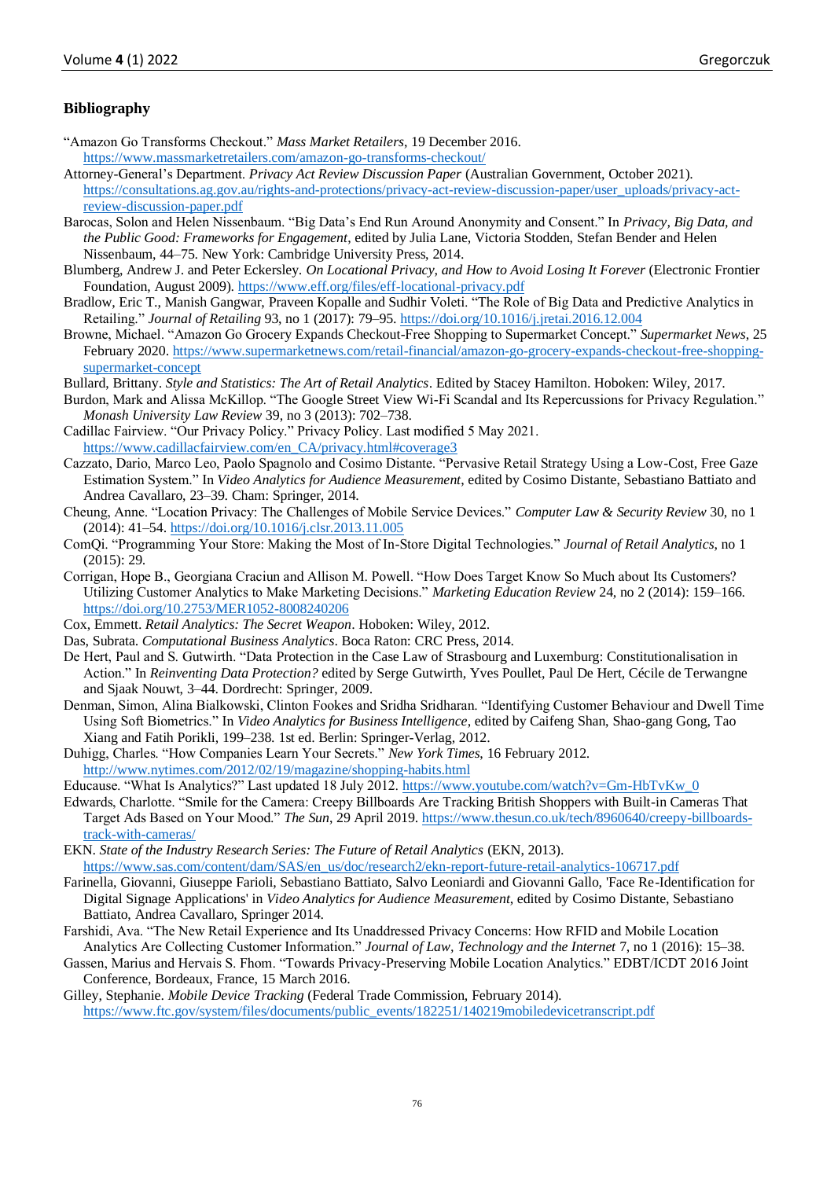## Bibliography

"Amazon Go Transforms Checkout." *Mass Market Retailers*, 19 December 2016. https://www.massmarketretailers.com/amazon-go-transforms-checkout/

Attorney-General's Department. *Privacy Act Review Discussion Paper* (Australian Government, October 2021). https://consultations.ag.gov.au/rights-and-protections/privacy-act-review-discussion-paper/user_uploads/privacy-act-review-discussion-paper.pdf

Barocas, Solon and Helen Nissenbaum. "Big Data's End Run Around Anonymity and Consent." In *Privacy, Big Data, and the Public Good: Frameworks for Engagement*, edited by Julia Lane, Victoria Stodden, Stefan Bender and Helen Nissenbaum, 44–75. New York: Cambridge University Press, 2014.

Blumberg, Andrew J. and Peter Eckersley. *On Locational Privacy, and How to Avoid Losing It Forever* (Electronic Frontier Foundation, August 2009). https://www.eff.org/files/eff-locational-privacy.pdf

Bradlow, Eric T., Manish Gangwar, Praveen Kopalle and Sudhir Voleti. "The Role of Big Data and Predictive Analytics in Retailing." *Journal of Retailing* 93, no 1 (2017): 79–95. https://doi.org/10.1016/j.jretai.2016.12.004

Browne, Michael. "Amazon Go Grocery Expands Checkout-Free Shopping to Supermarket Concept." *Supermarket News*, 25 February 2020. https://www.supermarketnews.com/retail-financial/amazon-go-grocery-expands-checkout-free-shopping-supermarket-concept

Bullard, Brittany. *Style and Statistics: The Art of Retail Analytics*. Edited by Stacey Hamilton. Hoboken: Wiley, 2017.

Burdon, Mark and Alissa McKillop. "The Google Street View Wi-Fi Scandal and Its Repercussions for Privacy Regulation." *Monash University Law Review* 39, no 3 (2013): 702–738.

Cadillac Fairview. "Our Privacy Policy." Privacy Policy. Last modified 5 May 2021. https://www.cadillacfairview.com/en_CA/privacy.html#coverage3

Cazzato, Dario, Marco Leo, Paolo Spagnolo and Cosimo Distante. "Pervasive Retail Strategy Using a Low-Cost, Free Gaze Estimation System." In *Video Analytics for Audience Measurement*, edited by Cosimo Distante, Sebastiano Battiato and Andrea Cavallaro, 23–39. Cham: Springer, 2014.

Cheung, Anne. "Location Privacy: The Challenges of Mobile Service Devices." *Computer Law & Security Review* 30, no 1 (2014): 41–54. https://doi.org/10.1016/j.clsr.2013.11.005

ComQi. "Programming Your Store: Making the Most of In-Store Digital Technologies." *Journal of Retail Analytics*, no 1 (2015): 29.

Corrigan, Hope B., Georgiana Craciun and Allison M. Powell. "How Does Target Know So Much about Its Customers? Utilizing Customer Analytics to Make Marketing Decisions." *Marketing Education Review* 24, no 2 (2014): 159–166. https://doi.org/10.2753/MER1052-8008240206

Cox, Emmett. *Retail Analytics: The Secret Weapon*. Hoboken: Wiley, 2012.

Das, Subrata. *Computational Business Analytics*. Boca Raton: CRC Press, 2014.

De Hert, Paul and S. Gutwirth. "Data Protection in the Case Law of Strasbourg and Luxemburg: Constitutionalisation in Action." In *Reinventing Data Protection?* edited by Serge Gutwirth, Yves Poullet, Paul De Hert, Cécile de Terwangne and Sjaak Nouwt, 3–44. Dordrecht: Springer, 2009.

Denman, Simon, Alina Bialkowski, Clinton Fookes and Sridha Sridharan. "Identifying Customer Behaviour and Dwell Time Using Soft Biometrics." In *Video Analytics for Business Intelligence*, edited by Caifeng Shan, Shao-gang Gong, Tao Xiang and Fatih Porikli, 199–238. 1st ed. Berlin: Springer-Verlag, 2012.

Duhigg, Charles. "How Companies Learn Your Secrets." *New York Times*, 16 February 2012. http://www.nytimes.com/2012/02/19/magazine/shopping-habits.html

Educause. "What Is Analytics?" Last updated 18 July 2012. https://www.youtube.com/watch?v=Gm-HbTvKw_0

Edwards, Charlotte. "Smile for the Camera: Creepy Billboards Are Tracking British Shoppers with Built-in Cameras That Target Ads Based on Your Mood." *The Sun*, 29 April 2019. https://www.thesun.co.uk/tech/8960640/creepy-billboards-track-with-cameras/

EKN. *State of the Industry Research Series: The Future of Retail Analytics* (EKN, 2013). https://www.sas.com/content/dam/SAS/en_us/doc/research2/ekn-report-future-retail-analytics-106717.pdf

Farinella, Giovanni, Giuseppe Farioli, Sebastiano Battiato, Salvo Leonardi and Giovanni Gallo, 'Face Re-Identification for Digital Signage Applications' in *Video Analytics for Audience Measurement*, edited by Cosimo Distante, Sebastiano Battiato, Andrea Cavallaro, Springer 2014.

Farshidi, Ava. "The New Retail Experience and Its Unaddressed Privacy Concerns: How RFID and Mobile Location Analytics Are Collecting Customer Information." *Journal of Law, Technology and the Internet* 7, no 1 (2016): 15–38.

Gassen, Marius and Hervais S. Fhom. "Towards Privacy-Preserving Mobile Location Analytics." EDBT/ICDT 2016 Joint Conference, Bordeaux, France, 15 March 2016.

Gilley, Stephanie. *Mobile Device Tracking* (Federal Trade Commission, February 2014). https://www.ftc.gov/system/files/documents/public_events/182251/140219mobiledevicetranscript.pdf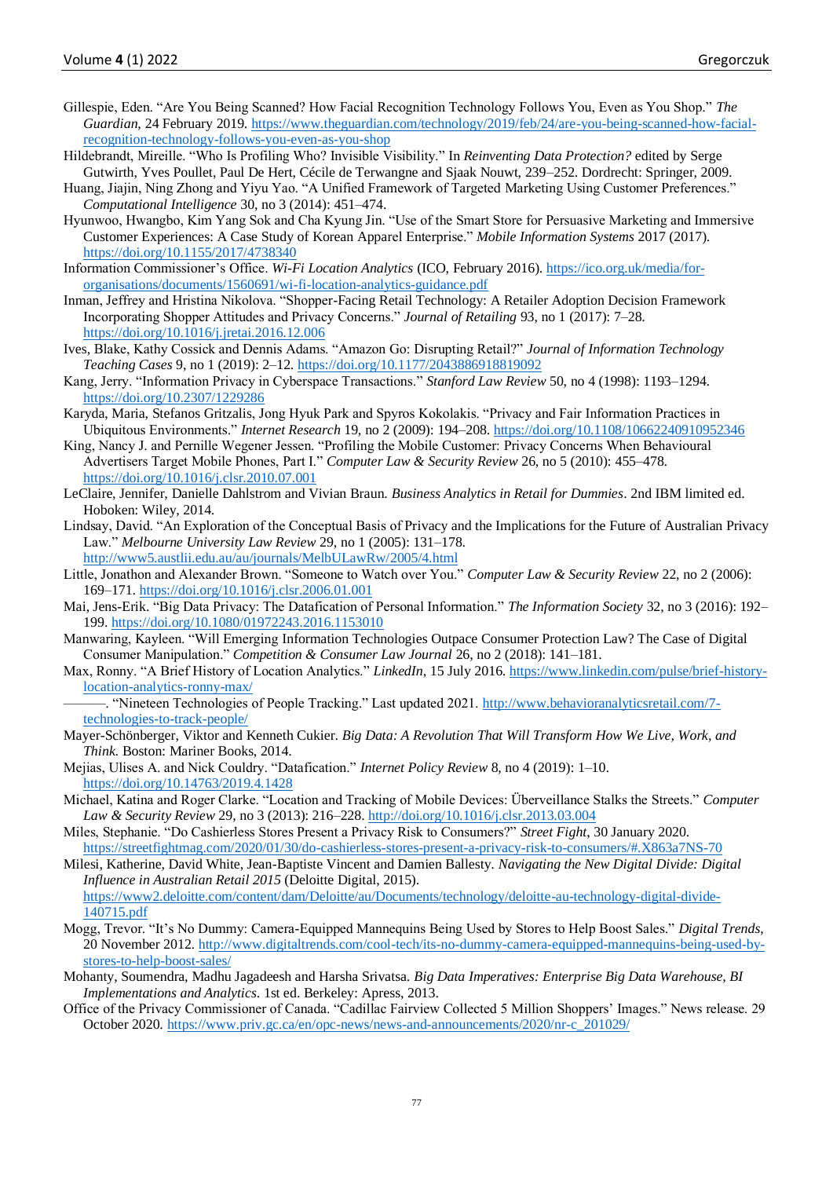Gillespie, Eden. "Are You Being Scanned? How Facial Recognition Technology Follows You, Even as You Shop." *The Guardian*, 24 February 2019. https://www.theguardian.com/technology/2019/feb/24/are-you-being-scanned-how-facial-recognition-technology-follows-you-even-as-you-shop

Hildebrandt, Mireille. "Who Is Profiling Who? Invisible Visibility." In *Reinventing Data Protection?* edited by Serge Gutwirth, Yves Poullet, Paul De Hert, Cécile de Terwangne and Sjaak Nouwt, 239–252. Dordrecht: Springer, 2009.

Huang, Jiajin, Ning Zhong and Yiyu Yao. "A Unified Framework of Targeted Marketing Using Customer Preferences." *Computational Intelligence* 30, no 3 (2014): 451–474.

Hyunwoo, Hwangbo, Kim Yang Sok and Cha Kyung Jin. "Use of the Smart Store for Persuasive Marketing and Immersive Customer Experiences: A Case Study of Korean Apparel Enterprise." *Mobile Information Systems* 2017 (2017). https://doi.org/10.1155/2017/4738340

Information Commissioner's Office. *Wi-Fi Location Analytics* (ICO, February 2016). https://ico.org.uk/media/for-organisations/documents/1560691/wi-fi-location-analytics-guidance.pdf

Inman, Jeffrey and Hristina Nikolova. "Shopper-Facing Retail Technology: A Retailer Adoption Decision Framework Incorporating Shopper Attitudes and Privacy Concerns." *Journal of Retailing* 93, no 1 (2017): 7–28. https://doi.org/10.1016/j.jretai.2016.12.006

Ives, Blake, Kathy Cossick and Dennis Adams. "Amazon Go: Disrupting Retail?" *Journal of Information Technology Teaching Cases* 9, no 1 (2019): 2–12. https://doi.org/10.1177/2043886918819092

Kang, Jerry. "Information Privacy in Cyberspace Transactions." *Stanford Law Review* 50, no 4 (1998): 1193–1294. https://doi.org/10.2307/1229286

Karyda, Maria, Stefanos Gritzalis, Jong Hyuk Park and Spyros Kokolakis. "Privacy and Fair Information Practices in Ubiquitous Environments." *Internet Research* 19, no 2 (2009): 194–208. https://doi.org/10.1108/10662240910952346

King, Nancy J. and Pernille Wegener Jessen. "Profiling the Mobile Customer: Privacy Concerns When Behavioural Advertisers Target Mobile Phones, Part I." *Computer Law & Security Review* 26, no 5 (2010): 455–478. https://doi.org/10.1016/j.clsr.2010.07.001

LeClaire, Jennifer, Danielle Dahlstrom and Vivian Braun. *Business Analytics in Retail for Dummies*. 2nd IBM limited ed. Hoboken: Wiley, 2014.

Lindsay, David. "An Exploration of the Conceptual Basis of Privacy and the Implications for the Future of Australian Privacy Law." *Melbourne University Law Review* 29, no 1 (2005): 131–178. http://www5.austlii.edu.au/au/journals/MelbULawRw/2005/4.html

Little, Jonathon and Alexander Brown. "Someone to Watch over You." *Computer Law & Security Review* 22, no 2 (2006): 169–171. https://doi.org/10.1016/j.clsr.2006.01.001

Mai, Jens-Erik. "Big Data Privacy: The Datafication of Personal Information." *The Information Society* 32, no 3 (2016): 192–199. https://doi.org/10.1080/01972243.2016.1153010

Manwaring, Kayleen. "Will Emerging Information Technologies Outpace Consumer Protection Law? The Case of Digital Consumer Manipulation." *Competition & Consumer Law Journal* 26, no 2 (2018): 141–181.

Max, Ronny. "A Brief History of Location Analytics." *LinkedIn*, 15 July 2016. https://www.linkedin.com/pulse/brief-history-location-analytics-ronny-max/

———. "Nineteen Technologies of People Tracking." Last updated 2021. http://www.behavioranalyticsretail.com/7-technologies-to-track-people/

Mayer-Schönberger, Viktor and Kenneth Cukier. *Big Data: A Revolution That Will Transform How We Live, Work, and Think*. Boston: Mariner Books, 2014.

Mejias, Ulises A. and Nick Couldry. "Datafication." *Internet Policy Review* 8, no 4 (2019): 1–10. https://doi.org/10.14763/2019.4.1428

Michael, Katina and Roger Clarke. "Location and Tracking of Mobile Devices: Überveillance Stalks the Streets." *Computer Law & Security Review* 29, no 3 (2013): 216–228. http://doi.org/10.1016/j.clsr.2013.03.004

Miles, Stephanie. "Do Cashierless Stores Present a Privacy Risk to Consumers?" *Street Fight*, 30 January 2020. https://streetfightmag.com/2020/01/30/do-cashierless-stores-present-a-privacy-risk-to-consumers/#.X863a7NS-70

Milesi, Katherine, David White, Jean-Baptiste Vincent and Damien Ballesty. *Navigating the New Digital Divide: Digital Influence in Australian Retail 2015* (Deloitte Digital, 2015). https://www2.deloitte.com/content/dam/Deloitte/au/Documents/technology/deloitte-au-technology-digital-divide-140715.pdf

Mogg, Trevor. "It's No Dummy: Camera-Equipped Mannequins Being Used by Stores to Help Boost Sales." *Digital Trends*, 20 November 2012. http://www.digitaltrends.com/cool-tech/its-no-dummy-camera-equipped-mannequins-being-used-by-stores-to-help-boost-sales/

Mohanty, Soumendra, Madhu Jagadeesh and Harsha Srivatsa. *Big Data Imperatives: Enterprise Big Data Warehouse, BI Implementations and Analytics*. 1st ed. Berkeley: Apress, 2013.

Office of the Privacy Commissioner of Canada. "Cadillac Fairview Collected 5 Million Shoppers' Images." News release. 29 October 2020. https://www.priv.gc.ca/en/opc-news/news-and-announcements/2020/nr-c_201029/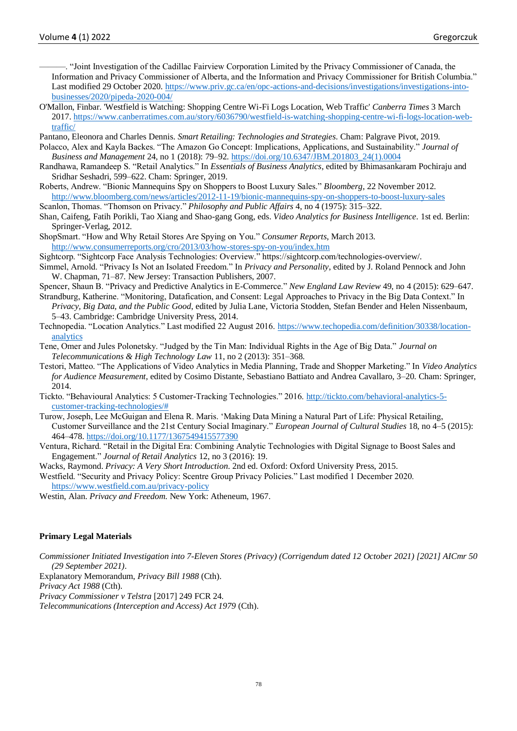———. "Joint Investigation of the Cadillac Fairview Corporation Limited by the Privacy Commissioner of Canada, the Information and Privacy Commissioner of Alberta, and the Information and Privacy Commissioner for British Columbia." Last modified 29 October 2020. https://www.priv.gc.ca/en/opc-actions-and-decisions/investigations/investigations-into-businesses/2020/pipeda-2020-004/

O'Mallon, Finbar. 'Westfield is Watching: Shopping Centre Wi-Fi Logs Location, Web Traffic' *Canberra Times* 3 March 2017. https://www.canberratimes.com.au/story/6036790/westfield-is-watching-shopping-centre-wi-fi-logs-location-web-traffic/

Pantano, Eleonora and Charles Dennis. *Smart Retailing: Technologies and Strategies*. Cham: Palgrave Pivot, 2019.

Polacco, Alex and Kayla Backes. "The Amazon Go Concept: Implications, Applications, and Sustainability." *Journal of Business and Management* 24, no 1 (2018): 79–92. https://doi.org/10.6347/JBM.201803_24(1).0004

Randhawa, Ramandeep S. "Retail Analytics." In *Essentials of Business Analytics*, edited by Bhimasankaram Pochiraju and Sridhar Seshadri, 599–622. Cham: Springer, 2019.

Roberts, Andrew. "Bionic Mannequins Spy on Shoppers to Boost Luxury Sales." *Bloomberg*, 22 November 2012. http://www.bloomberg.com/news/articles/2012-11-19/bionic-mannequins-spy-on-shoppers-to-boost-luxury-sales

Scanlon, Thomas. "Thomson on Privacy." *Philosophy and Public Affairs* 4, no 4 (1975): 315–322.

Shan, Caifeng, Fatih Porikli, Tao Xiang and Shao-gang Gong, eds. *Video Analytics for Business Intelligence*. 1st ed. Berlin: Springer-Verlag, 2012.

ShopSmart. "How and Why Retail Stores Are Spying on You." *Consumer Reports*, March 2013. http://www.consumerreports.org/cro/2013/03/how-stores-spy-on-you/index.htm

Sightcorp. "Sightcorp Face Analysis Technologies: Overview." https://sightcorp.com/technologies-overview/.

Simmel, Arnold. "Privacy Is Not an Isolated Freedom." In *Privacy and Personality*, edited by J. Roland Pennock and John W. Chapman, 71–87. New Jersey: Transaction Publishers, 2007.

Spencer, Shaun B. "Privacy and Predictive Analytics in E-Commerce." *New England Law Review* 49, no 4 (2015): 629–647.

Strandburg, Katherine. "Monitoring, Datafication, and Consent: Legal Approaches to Privacy in the Big Data Context." In *Privacy, Big Data, and the Public Good*, edited by Julia Lane, Victoria Stodden, Stefan Bender and Helen Nissenbaum, 5–43. Cambridge: Cambridge University Press, 2014.

Technopedia. "Location Analytics." Last modified 22 August 2016. https://www.techopedia.com/definition/30338/location-analytics

Tene, Omer and Jules Polonetsky. "Judged by the Tin Man: Individual Rights in the Age of Big Data." *Journal on Telecommunications & High Technology Law* 11, no 2 (2013): 351–368.

Testori, Matteo. "The Applications of Video Analytics in Media Planning, Trade and Shopper Marketing." In *Video Analytics for Audience Measurement*, edited by Cosimo Distante, Sebastiano Battiato and Andrea Cavallaro, 3–20. Cham: Springer, 2014.

Tickto. "Behavioural Analytics: 5 Customer-Tracking Technologies." 2016. http://tickto.com/behavioral-analytics-5-customer-tracking-technologies/#

Turow, Joseph, Lee McGuigan and Elena R. Maris. 'Making Data Mining a Natural Part of Life: Physical Retailing, Customer Surveillance and the 21st Century Social Imaginary." *European Journal of Cultural Studies* 18, no 4–5 (2015): 464–478. https://doi.org/10.1177/1367549415577390

Ventura, Richard. "Retail in the Digital Era: Combining Analytic Technologies with Digital Signage to Boost Sales and Engagement." *Journal of Retail Analytics* 12, no 3 (2016): 19.

Wacks, Raymond. *Privacy: A Very Short Introduction*. 2nd ed. Oxford: Oxford University Press, 2015.

Westfield. "Security and Privacy Policy: Scentre Group Privacy Policies." Last modified 1 December 2020. https://www.westfield.com.au/privacy-policy

Westin, Alan. *Privacy and Freedom*. New York: Atheneum, 1967.

**Primary Legal Materials**

*Commissioner Initiated Investigation into 7-Eleven Stores (Privacy) (Corrigendum dated 12 October 2021) [2021] AICmr 50 (29 September 2021)*.

Explanatory Memorandum, *Privacy Bill 1988* (Cth).

*Privacy Act 1988* (Cth).

*Privacy Commissioner v Telstra* [2017] 249 FCR 24.

*Telecommunications (Interception and Access) Act 1979* (Cth).